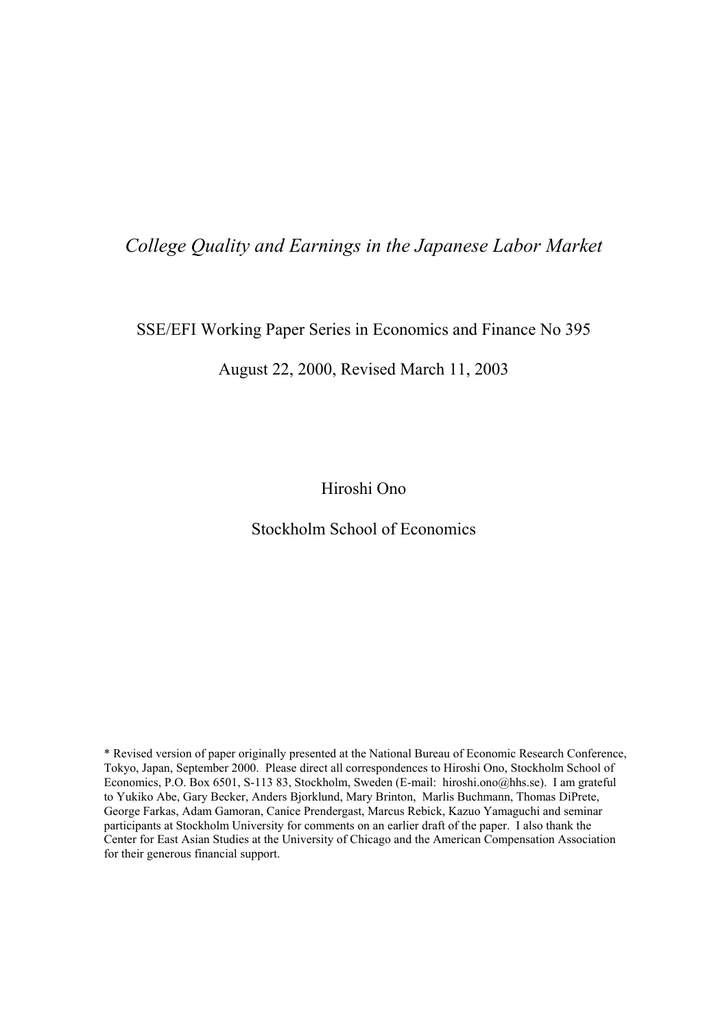*College Quality and Earnings in the Japanese Labor Market*

SSE/EFI Working Paper Series in Economics and Finance No 395

August 22, 2000, Revised March 11, 2003

Hiroshi Ono

Stockholm School of Economics

\* Revised version of paper originally presented at the National Bureau of Economic Research Conference, Tokyo, Japan, September 2000. Please direct all correspondences to Hiroshi Ono, Stockholm School of Economics, P.O. Box 6501, S-113 83, Stockholm, Sweden (E-mail: hiroshi.ono@hhs.se). I am grateful to Yukiko Abe, Gary Becker, Anders Bjorklund, Mary Brinton, Marlis Buchmann, Thomas DiPrete, George Farkas, Adam Gamoran, Canice Prendergast, Marcus Rebick, Kazuo Yamaguchi and seminar participants at Stockholm University for comments on an earlier draft of the paper. I also thank the Center for East Asian Studies at the University of Chicago and the American Compensation Association for their generous financial support.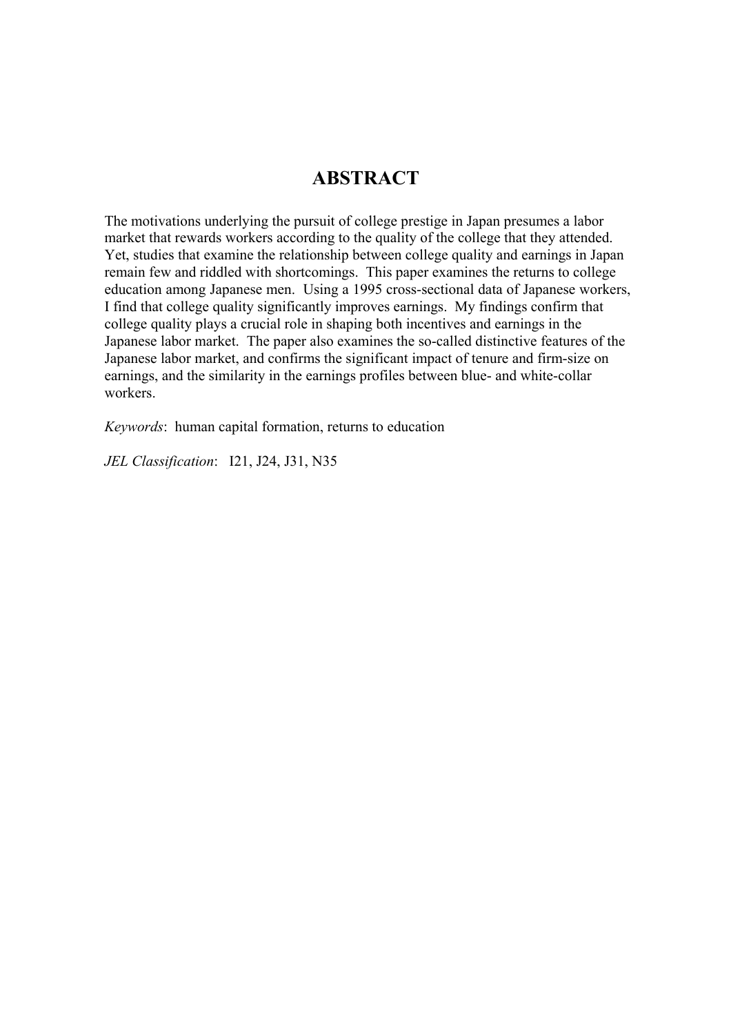# ABSTRACT

The motivations underlying the pursuit of college prestige in Japan presumes a labor market that rewards workers according to the quality of the college that they attended. Yet, studies that examine the relationship between college quality and earnings in Japan remain few and riddled with shortcomings. This paper examines the returns to college education among Japanese men. Using a 1995 cross-sectional data of Japanese workers, I find that college quality significantly improves earnings. My findings confirm that college quality plays a crucial role in shaping both incentives and earnings in the Japanese labor market. The paper also examines the so-called distinctive features of the Japanese labor market, and confirms the significant impact of tenure and firm-size on earnings, and the similarity in the earnings profiles between blue- and white-collar workers.

*Keywords*: human capital formation, returns to education

*JEL Classification*: I21, J24, J31, N35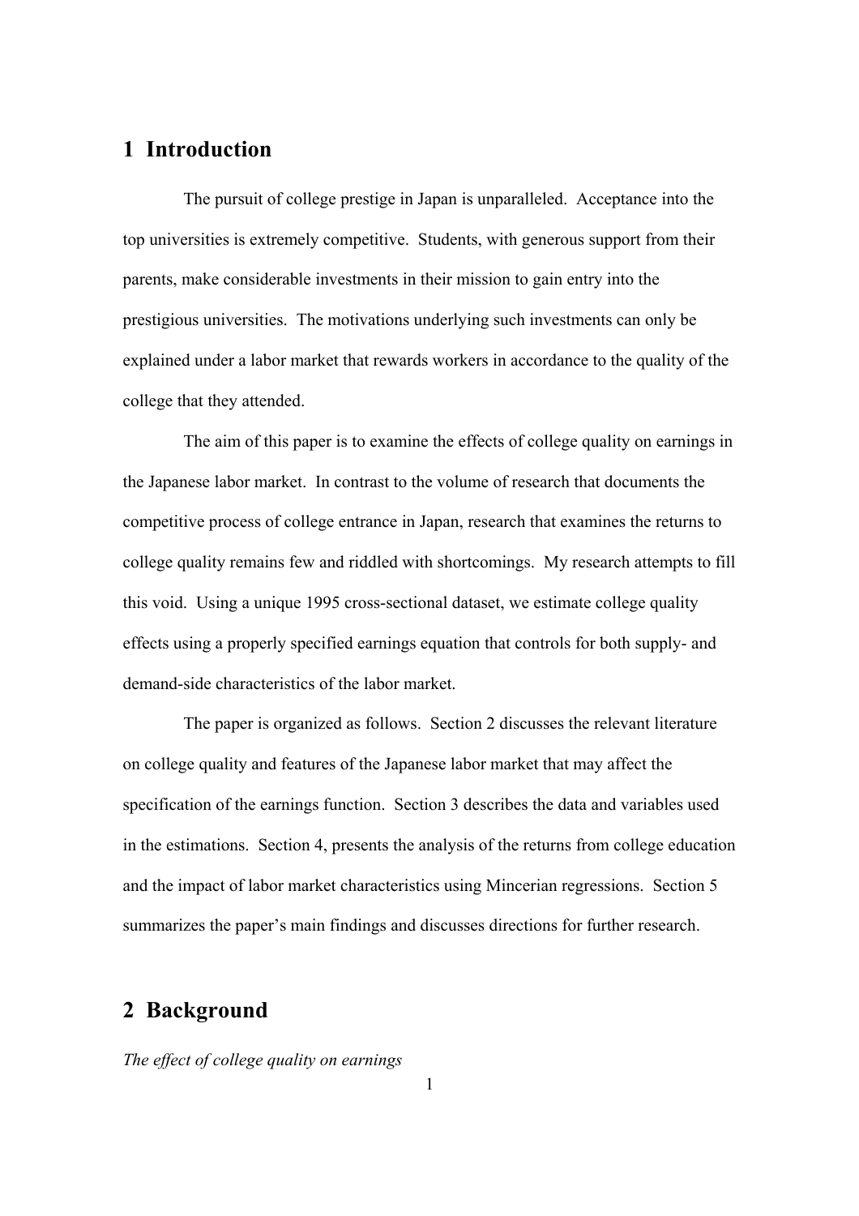# 1 Introduction

The pursuit of college prestige in Japan is unparalleled. Acceptance into the top universities is extremely competitive. Students, with generous support from their parents, make considerable investments in their mission to gain entry into the prestigious universities. The motivations underlying such investments can only be explained under a labor market that rewards workers in accordance to the quality of the college that they attended.

The aim of this paper is to examine the effects of college quality on earnings in the Japanese labor market. In contrast to the volume of research that documents the competitive process of college entrance in Japan, research that examines the returns to college quality remains few and riddled with shortcomings. My research attempts to fill this void. Using a unique 1995 cross-sectional dataset, we estimate college quality effects using a properly specified earnings equation that controls for both supply- and demand-side characteristics of the labor market.

The paper is organized as follows. Section 2 discusses the relevant literature on college quality and features of the Japanese labor market that may affect the specification of the earnings function. Section 3 describes the data and variables used in the estimations. Section 4, presents the analysis of the returns from college education and the impact of labor market characteristics using Mincerian regressions. Section 5 summarizes the paper's main findings and discusses directions for further research.

# 2 Background

*The effect of college quality on earnings*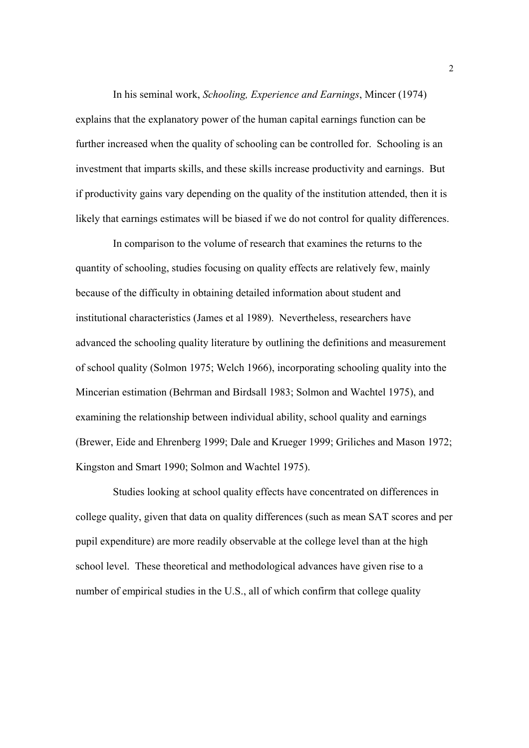In his seminal work, *Schooling, Experience and Earnings*, Mincer (1974) explains that the explanatory power of the human capital earnings function can be further increased when the quality of schooling can be controlled for. Schooling is an investment that imparts skills, and these skills increase productivity and earnings. But if productivity gains vary depending on the quality of the institution attended, then it is likely that earnings estimates will be biased if we do not control for quality differences.

In comparison to the volume of research that examines the returns to the quantity of schooling, studies focusing on quality effects are relatively few, mainly because of the difficulty in obtaining detailed information about student and institutional characteristics (James et al 1989). Nevertheless, researchers have advanced the schooling quality literature by outlining the definitions and measurement of school quality (Solmon 1975; Welch 1966), incorporating schooling quality into the Mincerian estimation (Behrman and Birdsall 1983; Solmon and Wachtel 1975), and examining the relationship between individual ability, school quality and earnings (Brewer, Eide and Ehrenberg 1999; Dale and Krueger 1999; Griliches and Mason 1972; Kingston and Smart 1990; Solmon and Wachtel 1975).

Studies looking at school quality effects have concentrated on differences in college quality, given that data on quality differences (such as mean SAT scores and per pupil expenditure) are more readily observable at the college level than at the high school level. These theoretical and methodological advances have given rise to a number of empirical studies in the U.S., all of which confirm that college quality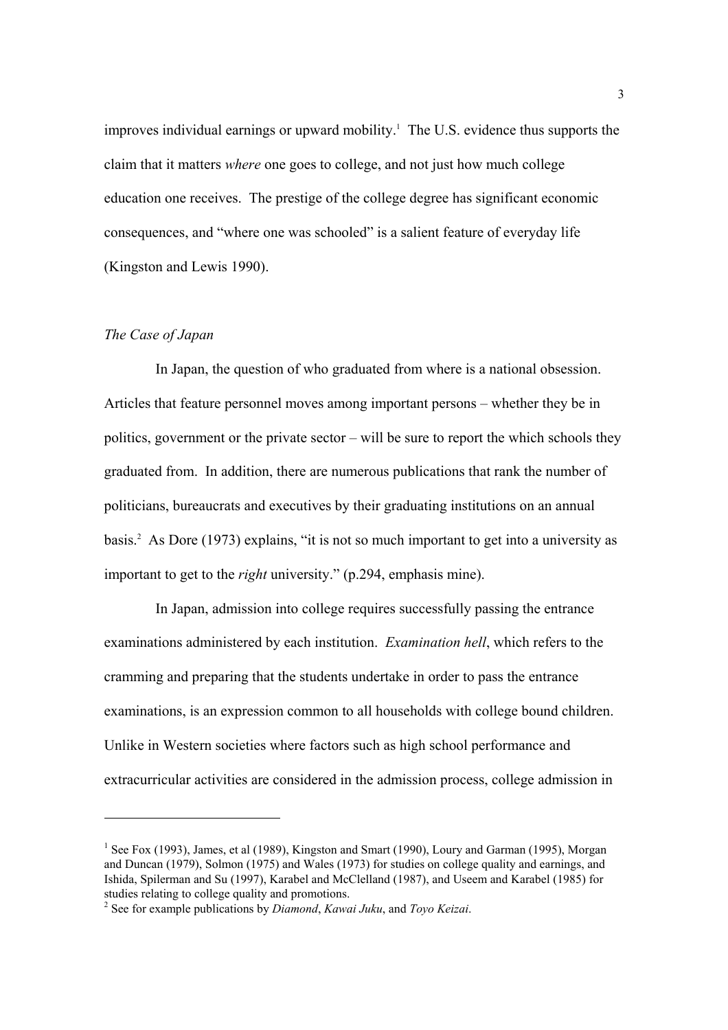improves individual earnings or upward mobility.[1] The U.S. evidence thus supports the claim that it matters *where* one goes to college, and not just how much college education one receives. The prestige of the college degree has significant economic consequences, and "where one was schooled" is a salient feature of everyday life (Kingston and Lewis 1990).

### *The Case of Japan*

In Japan, the question of who graduated from where is a national obsession. Articles that feature personnel moves among important persons – whether they be in politics, government or the private sector – will be sure to report the which schools they graduated from. In addition, there are numerous publications that rank the number of politicians, bureaucrats and executives by their graduating institutions on an annual basis.[2] As Dore (1973) explains, "it is not so much important to get into a university as important to get to the *right* university." (p.294, emphasis mine).

In Japan, admission into college requires successfully passing the entrance examinations administered by each institution. *Examination hell*, which refers to the cramming and preparing that the students undertake in order to pass the entrance examinations, is an expression common to all households with college bound children. Unlike in Western societies where factors such as high school performance and extracurricular activities are considered in the admission process, college admission in

---

[1] See Fox (1993), James, et al (1989), Kingston and Smart (1990), Loury and Garman (1995), Morgan and Duncan (1979), Solmon (1975) and Wales (1973) for studies on college quality and earnings, and Ishida, Spilerman and Su (1997), Karabel and McClelland (1987), and Useem and Karabel (1985) for studies relating to college quality and promotions.

[2] See for example publications by *Diamond*, *Kawai Juku*, and *Toyo Keizai*.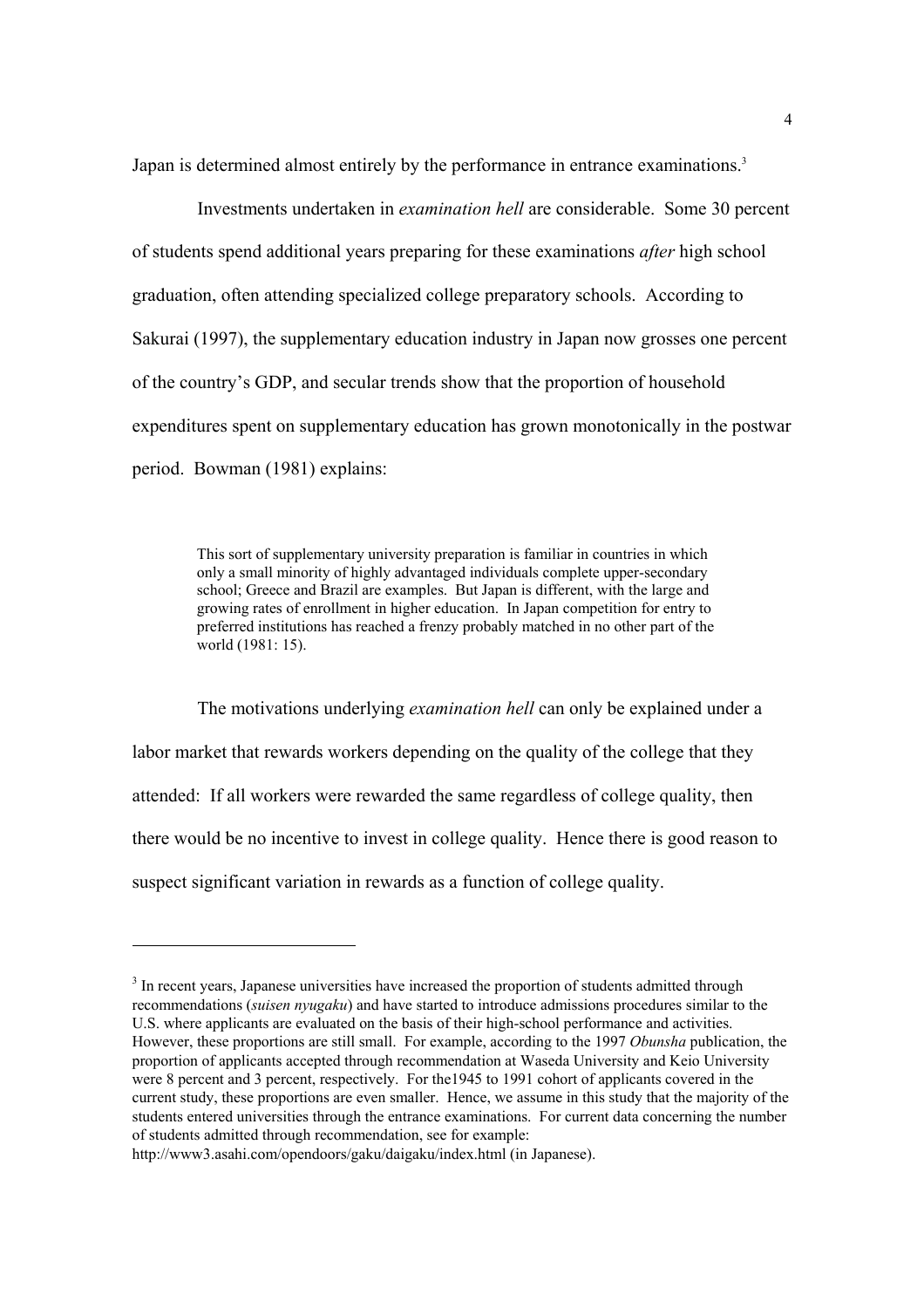Japan is determined almost entirely by the performance in entrance examinations.[3]

Investments undertaken in *examination hell* are considerable. Some 30 percent of students spend additional years preparing for these examinations *after* high school graduation, often attending specialized college preparatory schools. According to Sakurai (1997), the supplementary education industry in Japan now grosses one percent of the country's GDP, and secular trends show that the proportion of household expenditures spent on supplementary education has grown monotonically in the postwar period. Bowman (1981) explains:

> This sort of supplementary university preparation is familiar in countries in which only a small minority of highly advantaged individuals complete upper-secondary school; Greece and Brazil are examples. But Japan is different, with the large and growing rates of enrollment in higher education. In Japan competition for entry to preferred institutions has reached a frenzy probably matched in no other part of the world (1981: 15).

The motivations underlying *examination hell* can only be explained under a labor market that rewards workers depending on the quality of the college that they attended: If all workers were rewarded the same regardless of college quality, then there would be no incentive to invest in college quality. Hence there is good reason to suspect significant variation in rewards as a function of college quality.

---

[3] In recent years, Japanese universities have increased the proportion of students admitted through recommendations (*suisen nyugaku*) and have started to introduce admissions procedures similar to the U.S. where applicants are evaluated on the basis of their high-school performance and activities. However, these proportions are still small. For example, according to the 1997 *Obunsha* publication, the proportion of applicants accepted through recommendation at Waseda University and Keio University were 8 percent and 3 percent, respectively. For the1945 to 1991 cohort of applicants covered in the current study, these proportions are even smaller. Hence, we assume in this study that the majority of the students entered universities through the entrance examinations. For current data concerning the number of students admitted through recommendation, see for example: http://www3.asahi.com/opendoors/gaku/daigaku/index.html (in Japanese).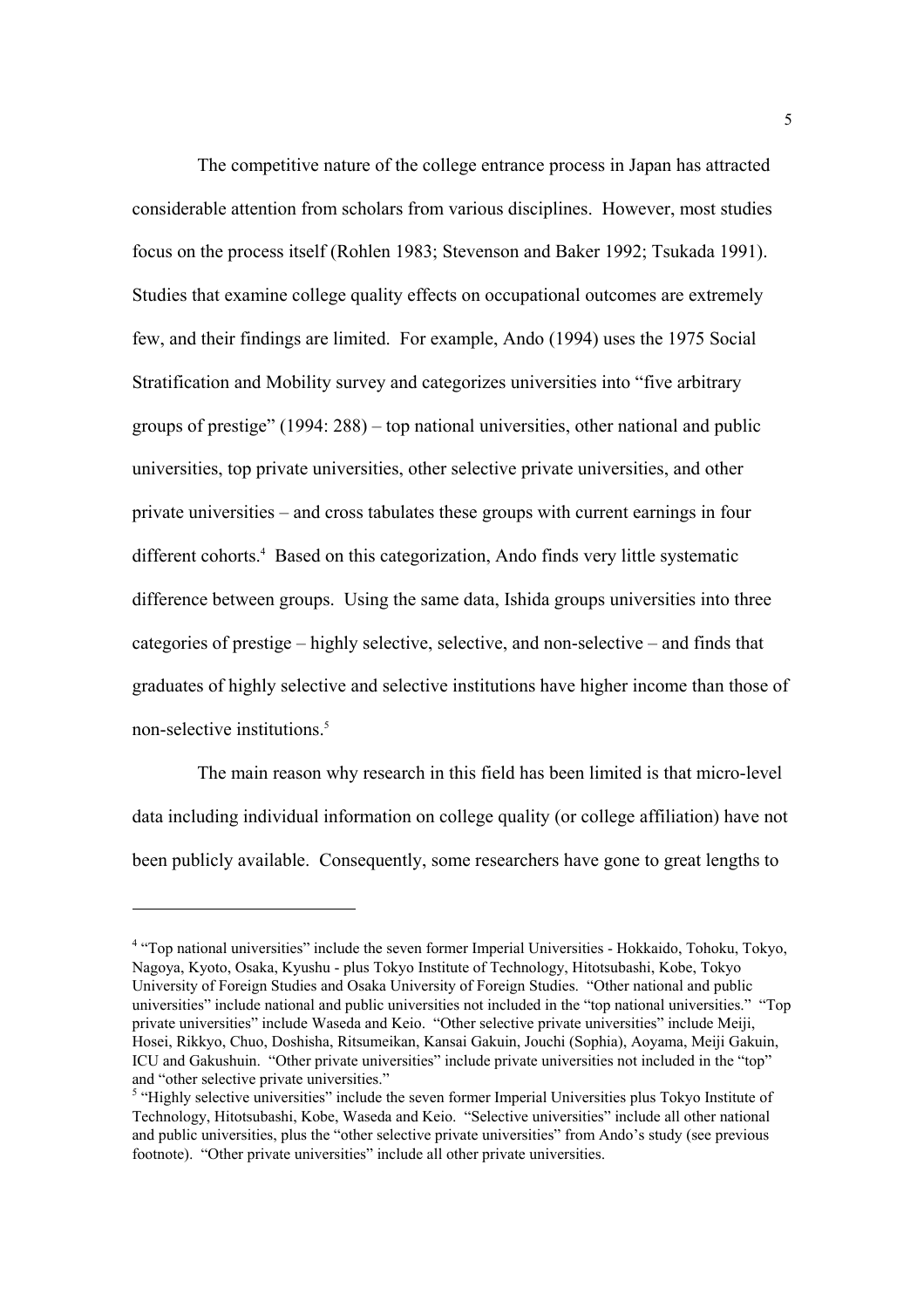The competitive nature of the college entrance process in Japan has attracted considerable attention from scholars from various disciplines. However, most studies focus on the process itself (Rohlen 1983; Stevenson and Baker 1992; Tsukada 1991). Studies that examine college quality effects on occupational outcomes are extremely few, and their findings are limited. For example, Ando (1994) uses the 1975 Social Stratification and Mobility survey and categorizes universities into "five arbitrary groups of prestige" (1994: 288) – top national universities, other national and public universities, top private universities, other selective private universities, and other private universities – and cross tabulates these groups with current earnings in four different cohorts.[4] Based on this categorization, Ando finds very little systematic difference between groups. Using the same data, Ishida groups universities into three categories of prestige – highly selective, selective, and non-selective – and finds that graduates of highly selective and selective institutions have higher income than those of non-selective institutions.[5]

The main reason why research in this field has been limited is that micro-level data including individual information on college quality (or college affiliation) have not been publicly available. Consequently, some researchers have gone to great lengths to

---

[4] "Top national universities" include the seven former Imperial Universities - Hokkaido, Tohoku, Tokyo, Nagoya, Kyoto, Osaka, Kyushu - plus Tokyo Institute of Technology, Hitotsubashi, Kobe, Tokyo University of Foreign Studies and Osaka University of Foreign Studies. "Other national and public universities" include national and public universities not included in the "top national universities." "Top private universities" include Waseda and Keio. "Other selective private universities" include Meiji, Hosei, Rikkyo, Chuo, Doshisha, Ritsumeikan, Kansai Gakuin, Jouchi (Sophia), Aoyama, Meiji Gakuin, ICU and Gakushuin. "Other private universities" include private universities not included in the "top" and "other selective private universities."

[5] "Highly selective universities" include the seven former Imperial Universities plus Tokyo Institute of Technology, Hitotsubashi, Kobe, Waseda and Keio. "Selective universities" include all other national and public universities, plus the "other selective private universities" from Ando's study (see previous footnote). "Other private universities" include all other private universities.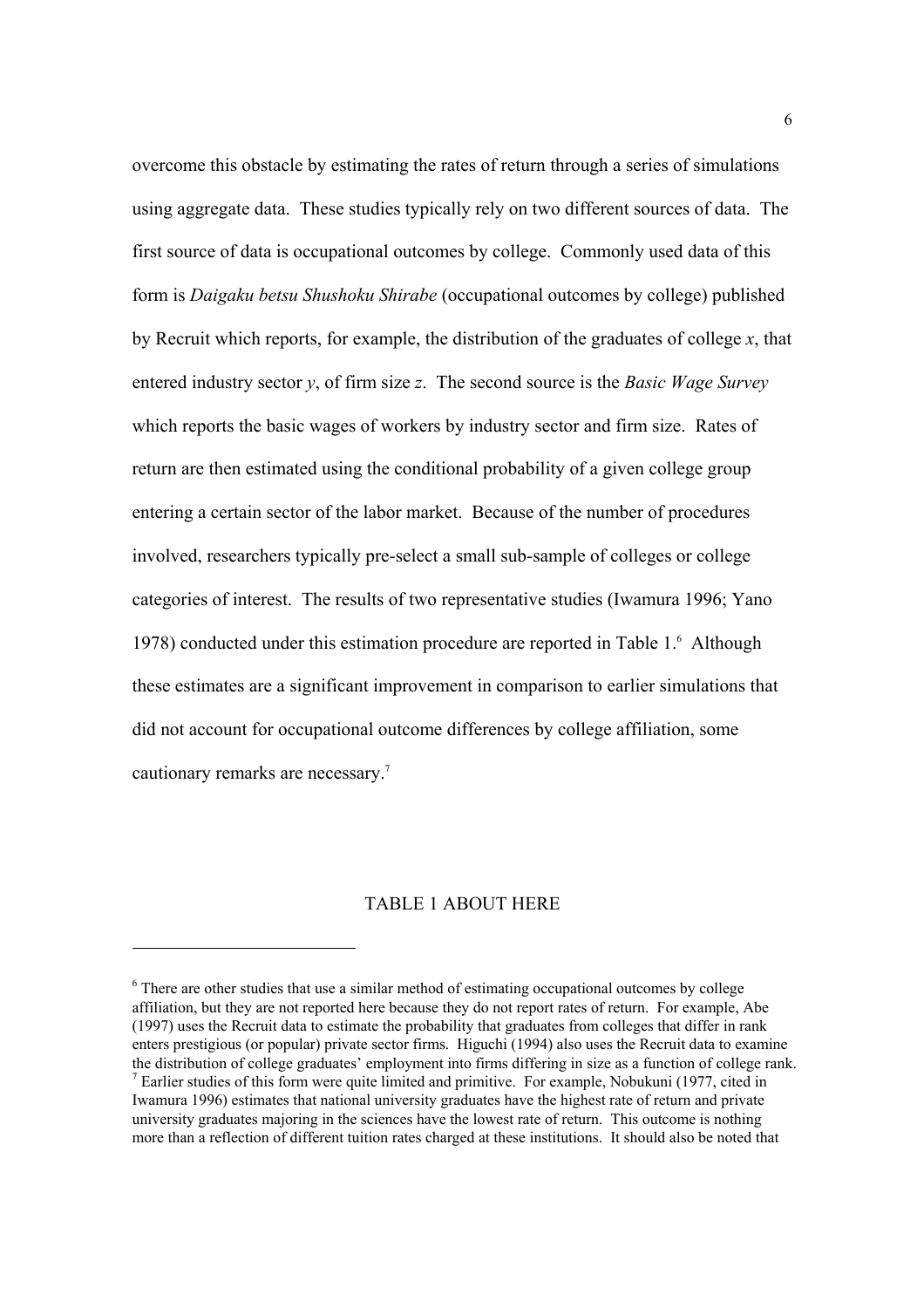overcome this obstacle by estimating the rates of return through a series of simulations using aggregate data. These studies typically rely on two different sources of data. The first source of data is occupational outcomes by college. Commonly used data of this form is *Daigaku betsu Shushoku Shirabe* (occupational outcomes by college) published by Recruit which reports, for example, the distribution of the graduates of college *x*, that entered industry sector *y*, of firm size *z*. The second source is the *Basic Wage Survey* which reports the basic wages of workers by industry sector and firm size. Rates of return are then estimated using the conditional probability of a given college group entering a certain sector of the labor market. Because of the number of procedures involved, researchers typically pre-select a small sub-sample of colleges or college categories of interest. The results of two representative studies (Iwamura 1996; Yano 1978) conducted under this estimation procedure are reported in Table 1.[6] Although these estimates are a significant improvement in comparison to earlier simulations that did not account for occupational outcome differences by college affiliation, some cautionary remarks are necessary.[7]

TABLE 1 ABOUT HERE

---

[6] There are other studies that use a similar method of estimating occupational outcomes by college affiliation, but they are not reported here because they do not report rates of return. For example, Abe (1997) uses the Recruit data to estimate the probability that graduates from colleges that differ in rank enters prestigious (or popular) private sector firms. Higuchi (1994) also uses the Recruit data to examine the distribution of college graduates' employment into firms differing in size as a function of college rank.

[7] Earlier studies of this form were quite limited and primitive. For example, Nobukuni (1977, cited in Iwamura 1996) estimates that national university graduates have the highest rate of return and private university graduates majoring in the sciences have the lowest rate of return. This outcome is nothing more than a reflection of different tuition rates charged at these institutions. It should also be noted that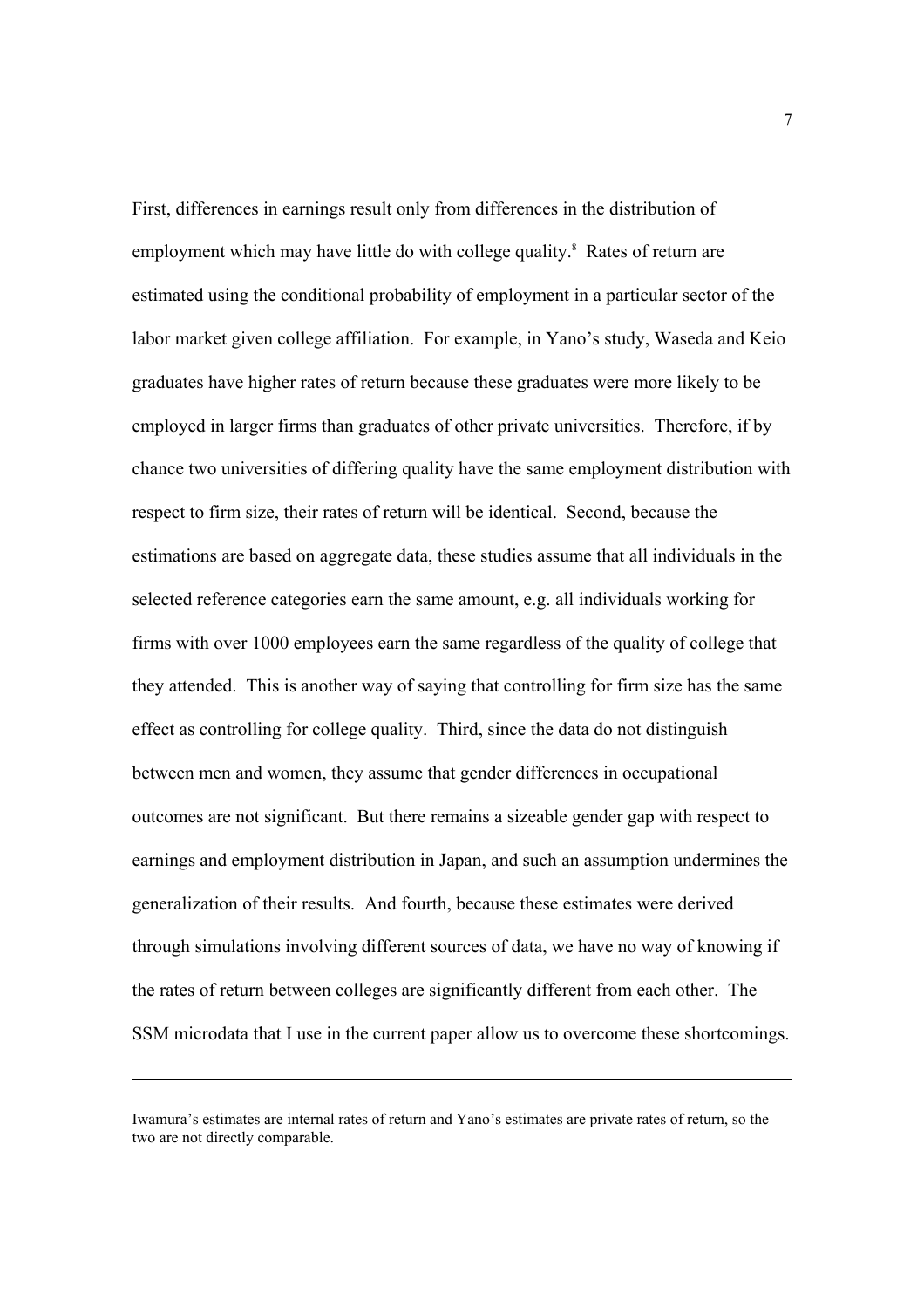First, differences in earnings result only from differences in the distribution of employment which may have little do with college quality.[8] Rates of return are estimated using the conditional probability of employment in a particular sector of the labor market given college affiliation. For example, in Yano's study, Waseda and Keio graduates have higher rates of return because these graduates were more likely to be employed in larger firms than graduates of other private universities. Therefore, if by chance two universities of differing quality have the same employment distribution with respect to firm size, their rates of return will be identical. Second, because the estimations are based on aggregate data, these studies assume that all individuals in the selected reference categories earn the same amount, e.g. all individuals working for firms with over 1000 employees earn the same regardless of the quality of college that they attended. This is another way of saying that controlling for firm size has the same effect as controlling for college quality. Third, since the data do not distinguish between men and women, they assume that gender differences in occupational outcomes are not significant. But there remains a sizeable gender gap with respect to earnings and employment distribution in Japan, and such an assumption undermines the generalization of their results. And fourth, because these estimates were derived through simulations involving different sources of data, we have no way of knowing if the rates of return between colleges are significantly different from each other. The SSM microdata that I use in the current paper allow us to overcome these shortcomings.

---

Iwamura's estimates are internal rates of return and Yano's estimates are private rates of return, so the two are not directly comparable.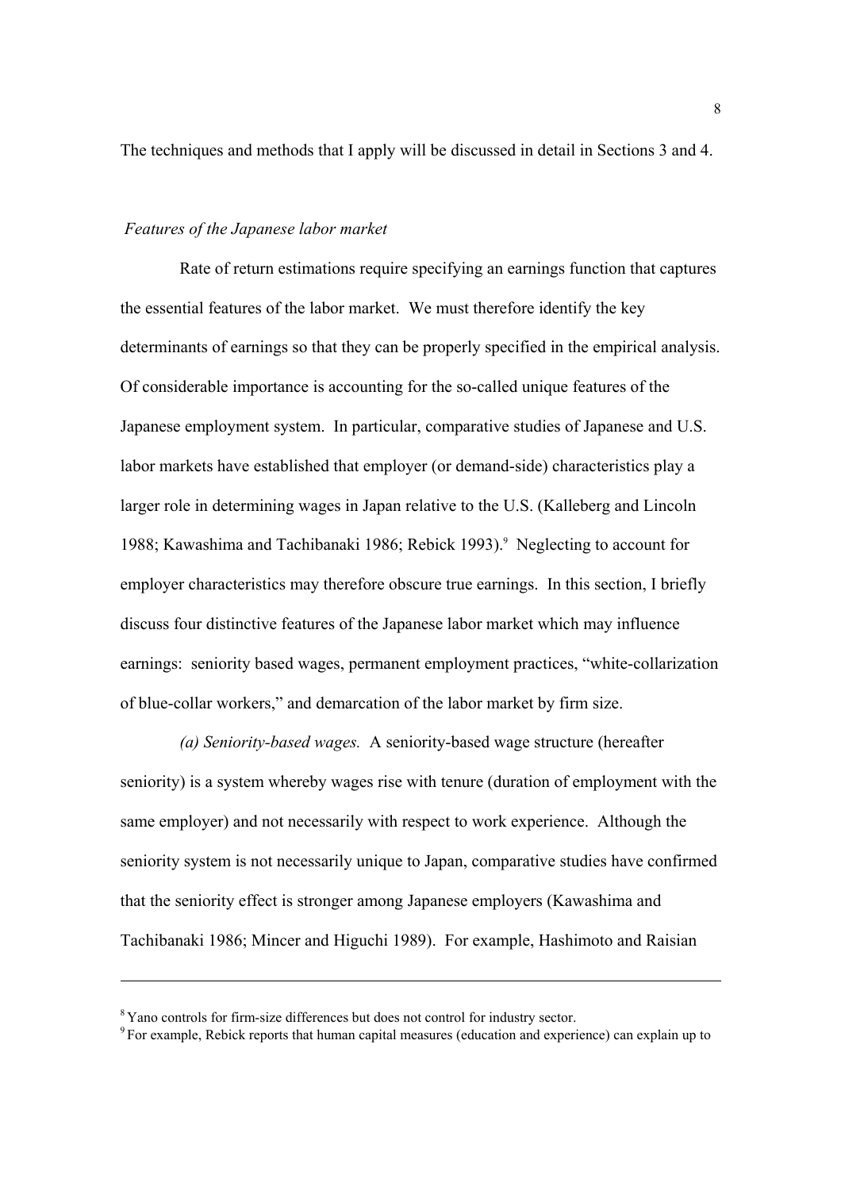The techniques and methods that I apply will be discussed in detail in Sections 3 and 4.

*Features of the Japanese labor market*

Rate of return estimations require specifying an earnings function that captures the essential features of the labor market. We must therefore identify the key determinants of earnings so that they can be properly specified in the empirical analysis. Of considerable importance is accounting for the so-called unique features of the Japanese employment system. In particular, comparative studies of Japanese and U.S. labor markets have established that employer (or demand-side) characteristics play a larger role in determining wages in Japan relative to the U.S. (Kalleberg and Lincoln 1988; Kawashima and Tachibanaki 1986; Rebick 1993).[9] Neglecting to account for employer characteristics may therefore obscure true earnings. In this section, I briefly discuss four distinctive features of the Japanese labor market which may influence earnings: seniority based wages, permanent employment practices, "white-collarization of blue-collar workers," and demarcation of the labor market by firm size.

*(a) Seniority-based wages.* A seniority-based wage structure (hereafter seniority) is a system whereby wages rise with tenure (duration of employment with the same employer) and not necessarily with respect to work experience. Although the seniority system is not necessarily unique to Japan, comparative studies have confirmed that the seniority effect is stronger among Japanese employers (Kawashima and Tachibanaki 1986; Mincer and Higuchi 1989). For example, Hashimoto and Raisian

---

[8] Yano controls for firm-size differences but does not control for industry sector.

[9] For example, Rebick reports that human capital measures (education and experience) can explain up to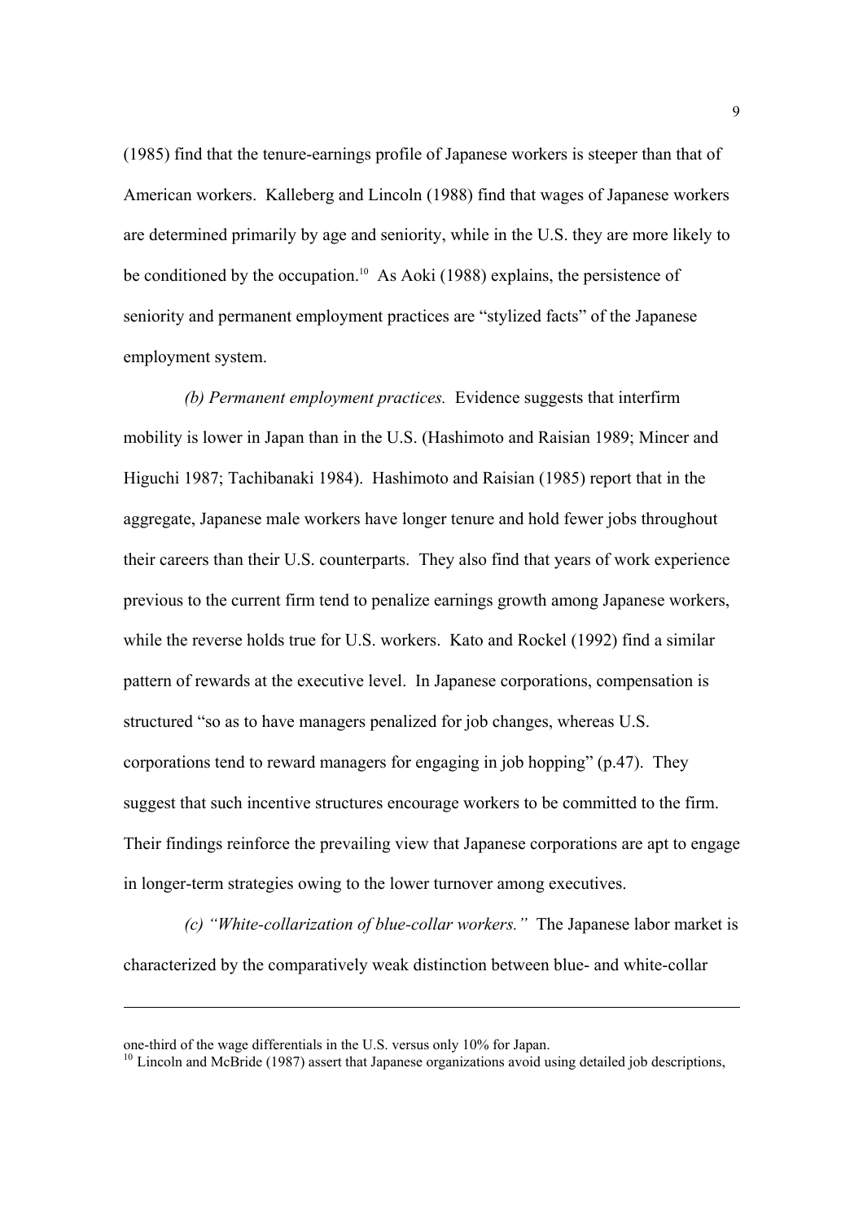(1985) find that the tenure-earnings profile of Japanese workers is steeper than that of American workers. Kalleberg and Lincoln (1988) find that wages of Japanese workers are determined primarily by age and seniority, while in the U.S. they are more likely to be conditioned by the occupation.[10] As Aoki (1988) explains, the persistence of seniority and permanent employment practices are "stylized facts" of the Japanese employment system.

*(b) Permanent employment practices.* Evidence suggests that interfirm mobility is lower in Japan than in the U.S. (Hashimoto and Raisian 1989; Mincer and Higuchi 1987; Tachibanaki 1984). Hashimoto and Raisian (1985) report that in the aggregate, Japanese male workers have longer tenure and hold fewer jobs throughout their careers than their U.S. counterparts. They also find that years of work experience previous to the current firm tend to penalize earnings growth among Japanese workers, while the reverse holds true for U.S. workers. Kato and Rockel (1992) find a similar pattern of rewards at the executive level. In Japanese corporations, compensation is structured "so as to have managers penalized for job changes, whereas U.S. corporations tend to reward managers for engaging in job hopping" (p.47). They suggest that such incentive structures encourage workers to be committed to the firm. Their findings reinforce the prevailing view that Japanese corporations are apt to engage in longer-term strategies owing to the lower turnover among executives.

*(c) "White-collarization of blue-collar workers."* The Japanese labor market is characterized by the comparatively weak distinction between blue- and white-collar

---

one-third of the wage differentials in the U.S. versus only 10% for Japan.

[10] Lincoln and McBride (1987) assert that Japanese organizations avoid using detailed job descriptions,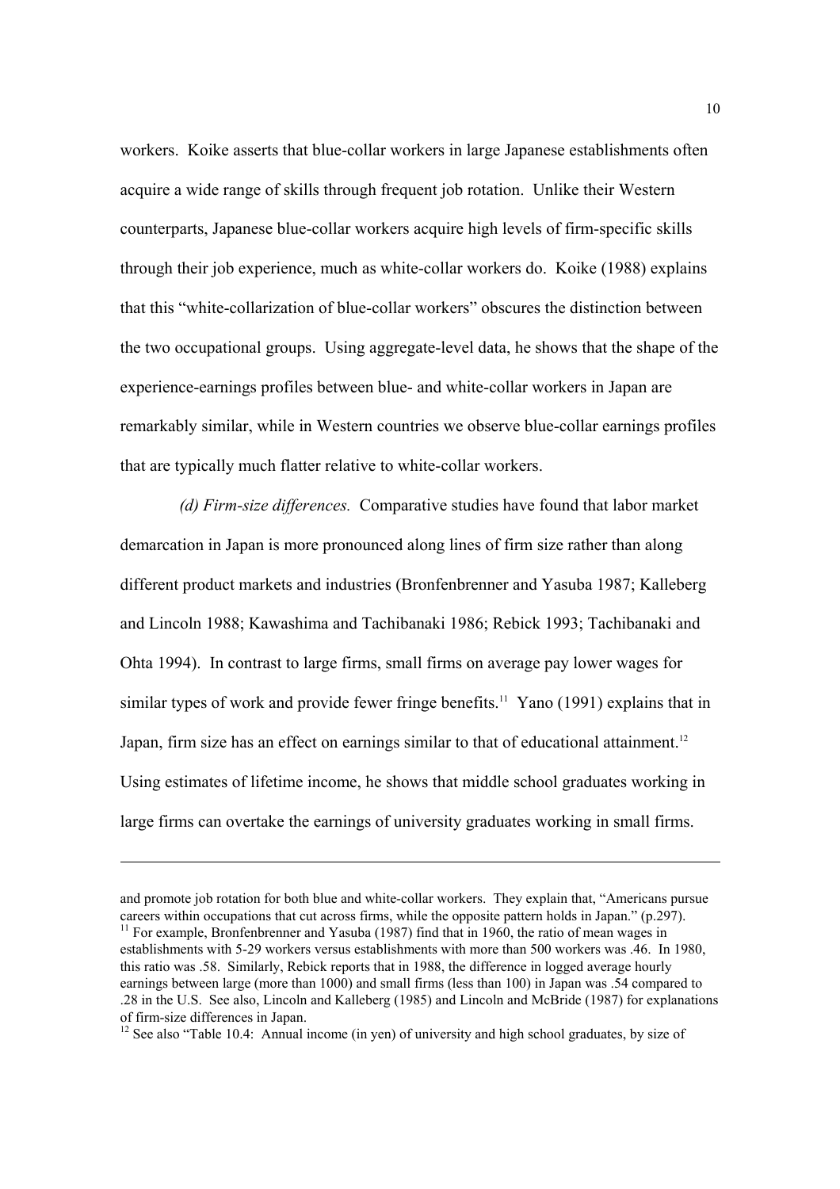workers. Koike asserts that blue-collar workers in large Japanese establishments often acquire a wide range of skills through frequent job rotation. Unlike their Western counterparts, Japanese blue-collar workers acquire high levels of firm-specific skills through their job experience, much as white-collar workers do. Koike (1988) explains that this "white-collarization of blue-collar workers" obscures the distinction between the two occupational groups. Using aggregate-level data, he shows that the shape of the experience-earnings profiles between blue- and white-collar workers in Japan are remarkably similar, while in Western countries we observe blue-collar earnings profiles that are typically much flatter relative to white-collar workers.

*(d) Firm-size differences.* Comparative studies have found that labor market demarcation in Japan is more pronounced along lines of firm size rather than along different product markets and industries (Bronfenbrenner and Yasuba 1987; Kalleberg and Lincoln 1988; Kawashima and Tachibanaki 1986; Rebick 1993; Tachibanaki and Ohta 1994). In contrast to large firms, small firms on average pay lower wages for similar types of work and provide fewer fringe benefits.[11] Yano (1991) explains that in Japan, firm size has an effect on earnings similar to that of educational attainment.[12] Using estimates of lifetime income, he shows that middle school graduates working in large firms can overtake the earnings of university graduates working in small firms.

---

and promote job rotation for both blue and white-collar workers. They explain that, "Americans pursue careers within occupations that cut across firms, while the opposite pattern holds in Japan." (p.297).

[11] For example, Bronfenbrenner and Yasuba (1987) find that in 1960, the ratio of mean wages in establishments with 5-29 workers versus establishments with more than 500 workers was .46. In 1980, this ratio was .58. Similarly, Rebick reports that in 1988, the difference in logged average hourly earnings between large (more than 1000) and small firms (less than 100) in Japan was .54 compared to .28 in the U.S. See also, Lincoln and Kalleberg (1985) and Lincoln and McBride (1987) for explanations of firm-size differences in Japan.

[12] See also "Table 10.4: Annual income (in yen) of university and high school graduates, by size of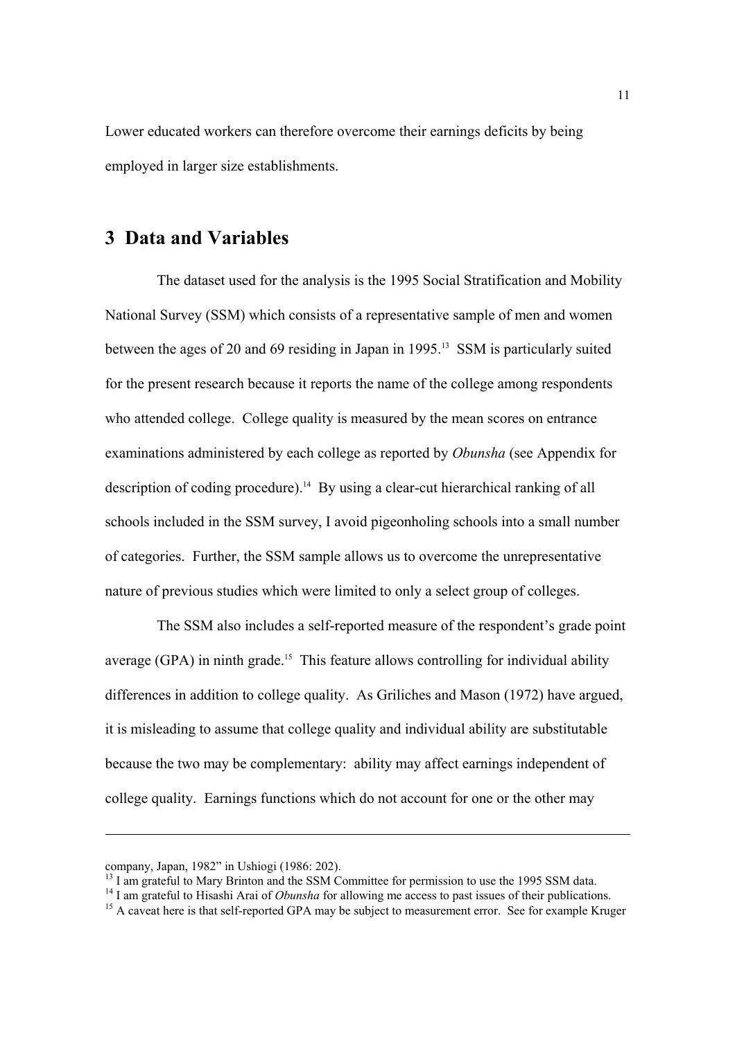Lower educated workers can therefore overcome their earnings deficits by being employed in larger size establishments.

## 3 Data and Variables

The dataset used for the analysis is the 1995 Social Stratification and Mobility National Survey (SSM) which consists of a representative sample of men and women between the ages of 20 and 69 residing in Japan in 1995.[13] SSM is particularly suited for the present research because it reports the name of the college among respondents who attended college. College quality is measured by the mean scores on entrance examinations administered by each college as reported by *Obunsha* (see Appendix for description of coding procedure).[14] By using a clear-cut hierarchical ranking of all schools included in the SSM survey, I avoid pigeonholing schools into a small number of categories. Further, the SSM sample allows us to overcome the unrepresentative nature of previous studies which were limited to only a select group of colleges.

The SSM also includes a self-reported measure of the respondent's grade point average (GPA) in ninth grade.[15] This feature allows controlling for individual ability differences in addition to college quality. As Griliches and Mason (1972) have argued, it is misleading to assume that college quality and individual ability are substitutable because the two may be complementary: ability may affect earnings independent of college quality. Earnings functions which do not account for one or the other may

---

company, Japan, 1982" in Ushiogi (1986: 202).

[13] I am grateful to Mary Brinton and the SSM Committee for permission to use the 1995 SSM data.

[14] I am grateful to Hisashi Arai of *Obunsha* for allowing me access to past issues of their publications.

[15] A caveat here is that self-reported GPA may be subject to measurement error. See for example Kruger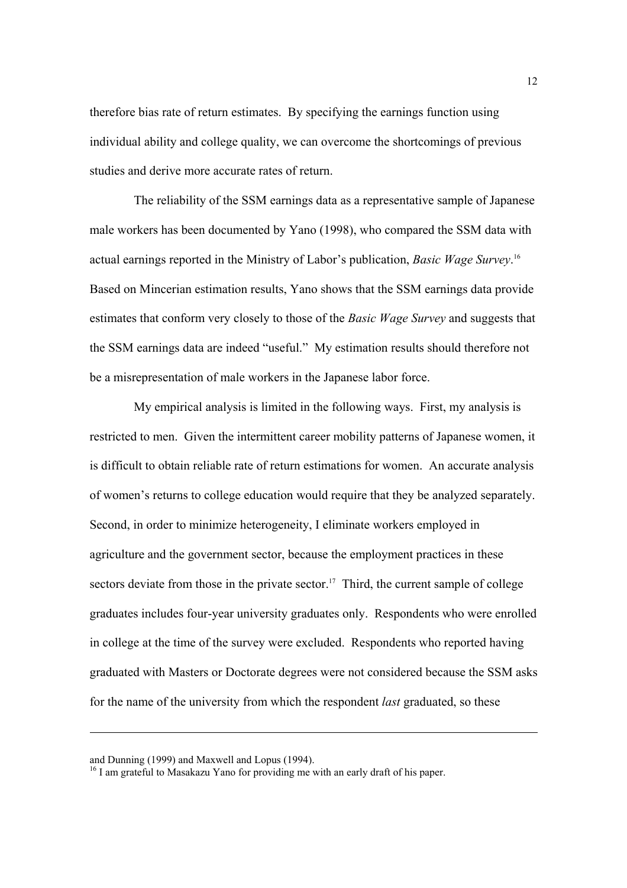therefore bias rate of return estimates. By specifying the earnings function using individual ability and college quality, we can overcome the shortcomings of previous studies and derive more accurate rates of return.

The reliability of the SSM earnings data as a representative sample of Japanese male workers has been documented by Yano (1998), who compared the SSM data with actual earnings reported in the Ministry of Labor's publication, *Basic Wage Survey*.[16] Based on Mincerian estimation results, Yano shows that the SSM earnings data provide estimates that conform very closely to those of the *Basic Wage Survey* and suggests that the SSM earnings data are indeed "useful." My estimation results should therefore not be a misrepresentation of male workers in the Japanese labor force.

My empirical analysis is limited in the following ways. First, my analysis is restricted to men. Given the intermittent career mobility patterns of Japanese women, it is difficult to obtain reliable rate of return estimations for women. An accurate analysis of women's returns to college education would require that they be analyzed separately. Second, in order to minimize heterogeneity, I eliminate workers employed in agriculture and the government sector, because the employment practices in these sectors deviate from those in the private sector.[17] Third, the current sample of college graduates includes four-year university graduates only. Respondents who were enrolled in college at the time of the survey were excluded. Respondents who reported having graduated with Masters or Doctorate degrees were not considered because the SSM asks for the name of the university from which the respondent *last* graduated, so these

---

and Dunning (1999) and Maxwell and Lopus (1994).

[16] I am grateful to Masakazu Yano for providing me with an early draft of his paper.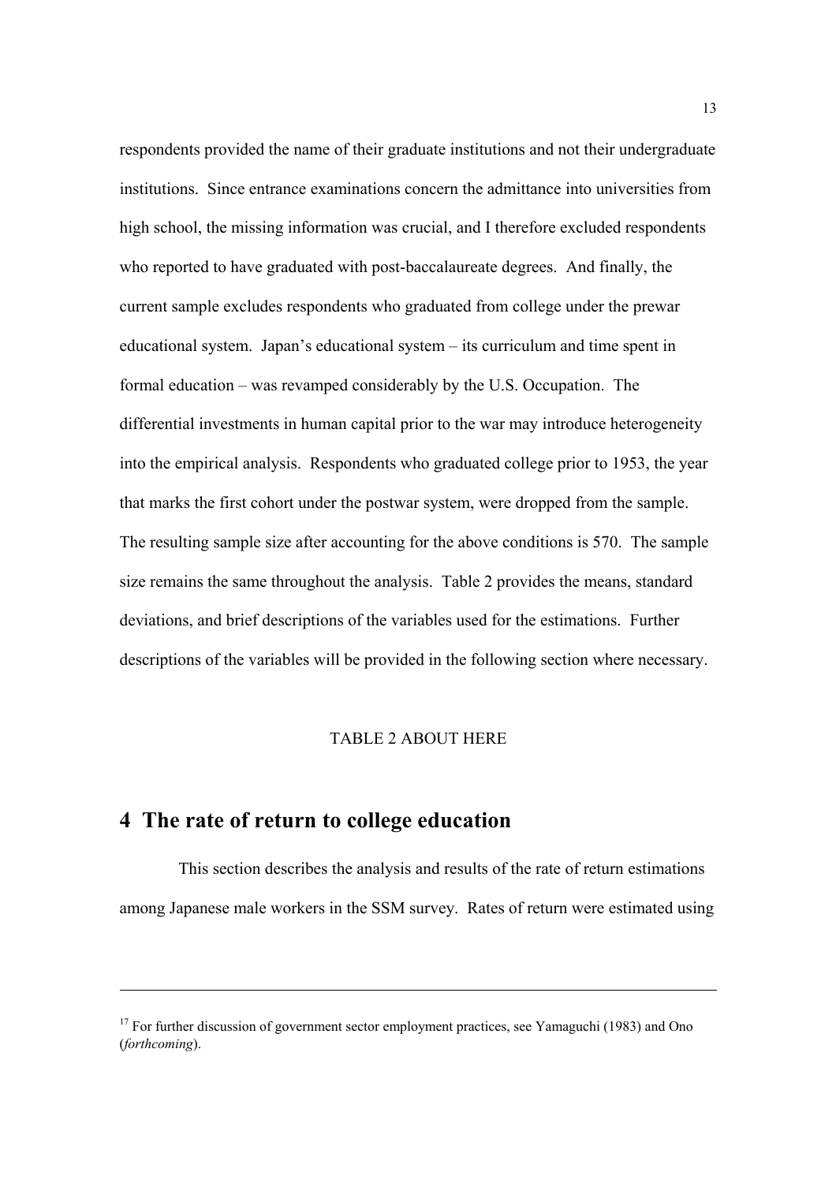respondents provided the name of their graduate institutions and not their undergraduate institutions. Since entrance examinations concern the admittance into universities from high school, the missing information was crucial, and I therefore excluded respondents who reported to have graduated with post-baccalaureate degrees. And finally, the current sample excludes respondents who graduated from college under the prewar educational system. Japan's educational system – its curriculum and time spent in formal education – was revamped considerably by the U.S. Occupation. The differential investments in human capital prior to the war may introduce heterogeneity into the empirical analysis. Respondents who graduated college prior to 1953, the year that marks the first cohort under the postwar system, were dropped from the sample. The resulting sample size after accounting for the above conditions is 570. The sample size remains the same throughout the analysis. Table 2 provides the means, standard deviations, and brief descriptions of the variables used for the estimations. Further descriptions of the variables will be provided in the following section where necessary.

TABLE 2 ABOUT HERE

## 4 The rate of return to college education

This section describes the analysis and results of the rate of return estimations among Japanese male workers in the SSM survey. Rates of return were estimated using

---

[17] For further discussion of government sector employment practices, see Yamaguchi (1983) and Ono (*forthcoming*).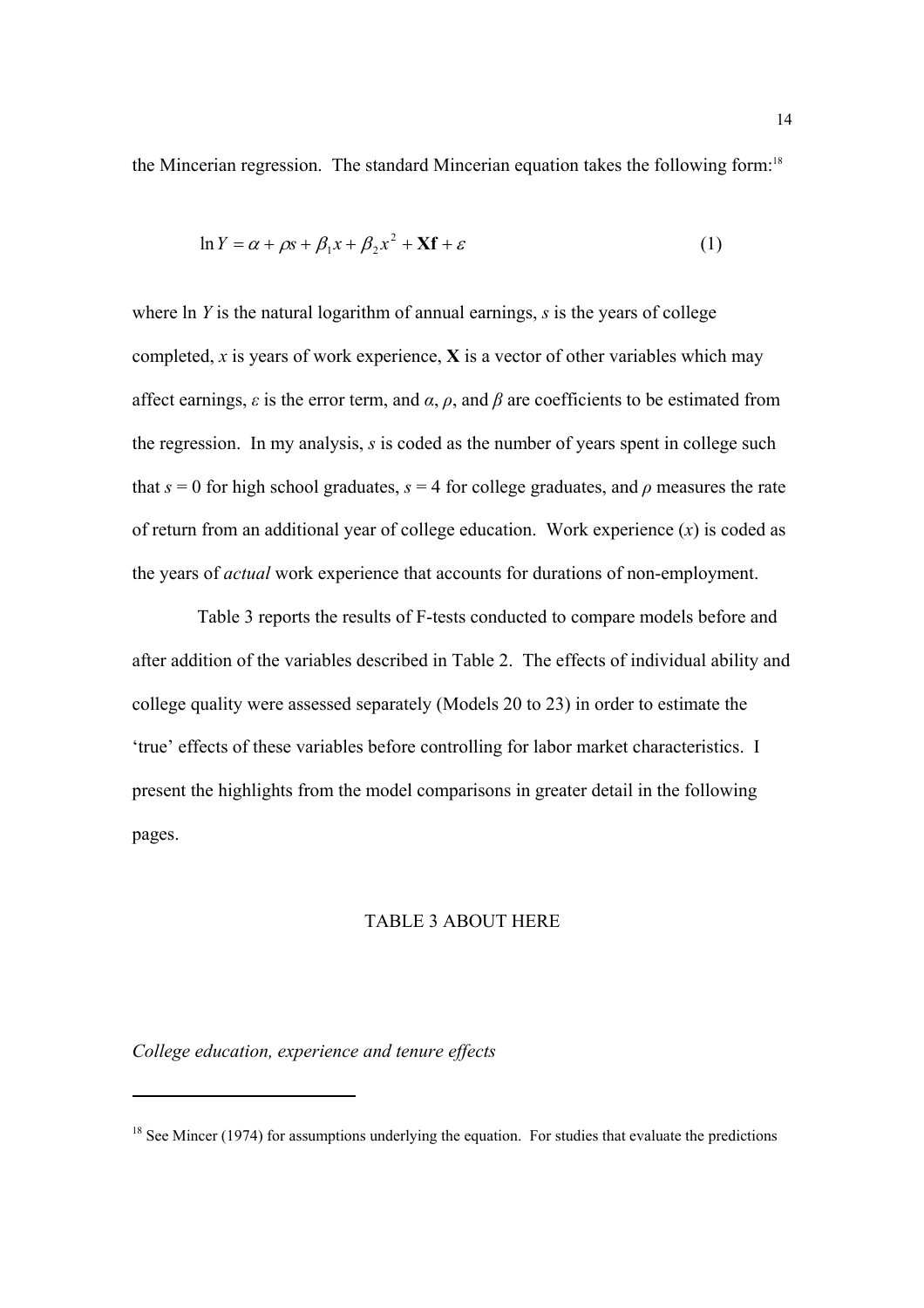the Mincerian regression. The standard Mincerian equation takes the following form:[18]

$$\ln Y = \alpha + \rho s + \beta_1 x + \beta_2 x^2 + \mathbf{Xf} + \varepsilon \qquad (1)$$

where ln $Y$ is the natural logarithm of annual earnings, $s$ is the years of college completed, $x$ is years of work experience, $\mathbf{X}$ is a vector of other variables which may affect earnings, $\varepsilon$ is the error term, and $\alpha$, $\rho$, and $\beta$ are coefficients to be estimated from the regression. In my analysis, $s$ is coded as the number of years spent in college such that $s = 0$ for high school graduates, $s = 4$ for college graduates, and $\rho$ measures the rate of return from an additional year of college education. Work experience ($x$) is coded as the years of *actual* work experience that accounts for durations of non-employment.

Table 3 reports the results of F-tests conducted to compare models before and after addition of the variables described in Table 2. The effects of individual ability and college quality were assessed separately (Models 20 to 23) in order to estimate the 'true' effects of these variables before controlling for labor market characteristics. I present the highlights from the model comparisons in greater detail in the following pages.

TABLE 3 ABOUT HERE

*College education, experience and tenure effects*

---

[18] See Mincer (1974) for assumptions underlying the equation. For studies that evaluate the predictions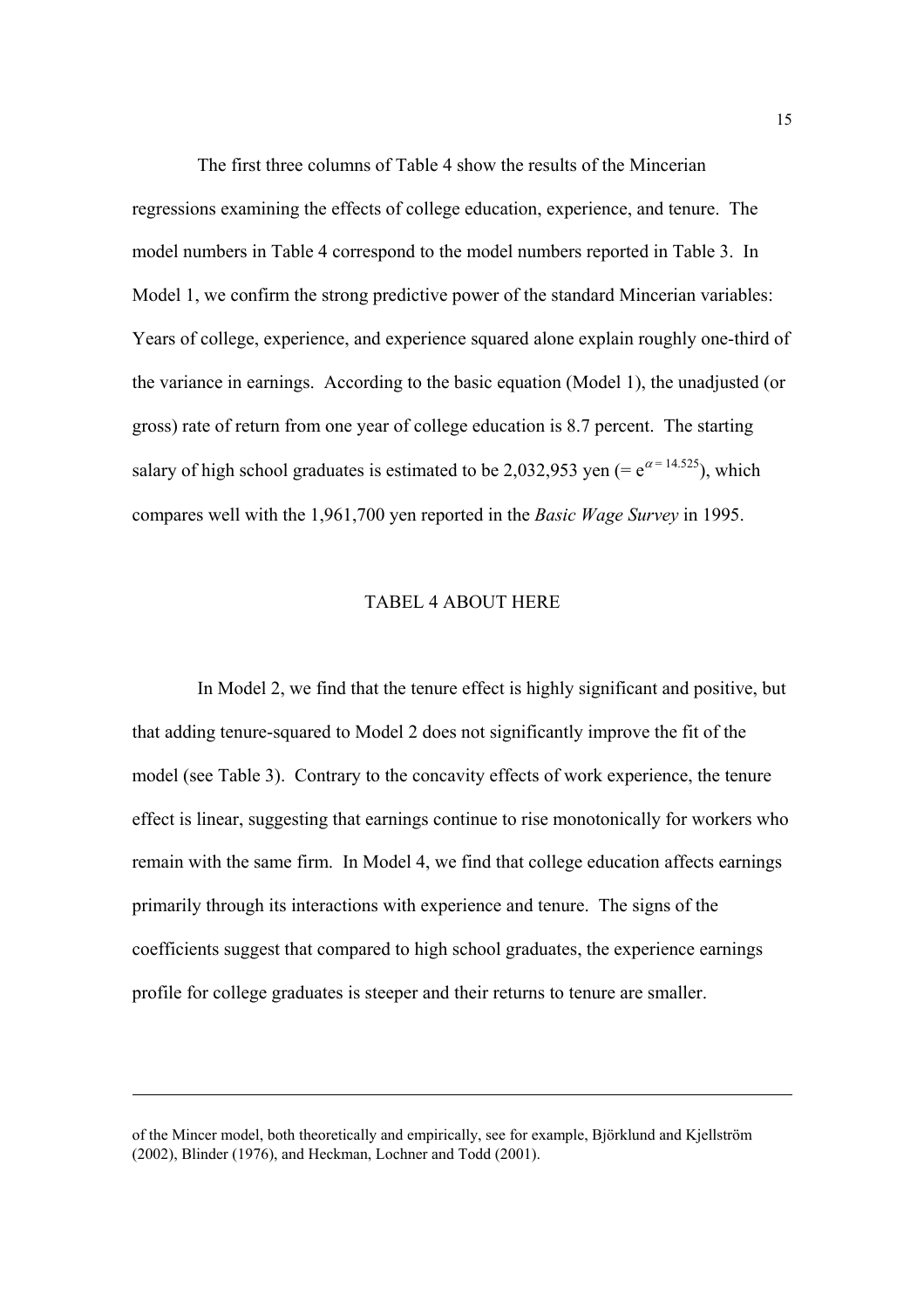The first three columns of Table 4 show the results of the Mincerian regressions examining the effects of college education, experience, and tenure. The model numbers in Table 4 correspond to the model numbers reported in Table 3. In Model 1, we confirm the strong predictive power of the standard Mincerian variables: Years of college, experience, and experience squared alone explain roughly one-third of the variance in earnings. According to the basic equation (Model 1), the unadjusted (or gross) rate of return from one year of college education is 8.7 percent. The starting salary of high school graduates is estimated to be 2,032,953 yen (= $e^{\alpha = 14.525}$), which compares well with the 1,961,700 yen reported in the *Basic Wage Survey* in 1995.

TABEL 4 ABOUT HERE

In Model 2, we find that the tenure effect is highly significant and positive, but that adding tenure-squared to Model 2 does not significantly improve the fit of the model (see Table 3). Contrary to the concavity effects of work experience, the tenure effect is linear, suggesting that earnings continue to rise monotonically for workers who remain with the same firm. In Model 4, we find that college education affects earnings primarily through its interactions with experience and tenure. The signs of the coefficients suggest that compared to high school graduates, the experience earnings profile for college graduates is steeper and their returns to tenure are smaller.

---

of the Mincer model, both theoretically and empirically, see for example, Björklund and Kjellström (2002), Blinder (1976), and Heckman, Lochner and Todd (2001).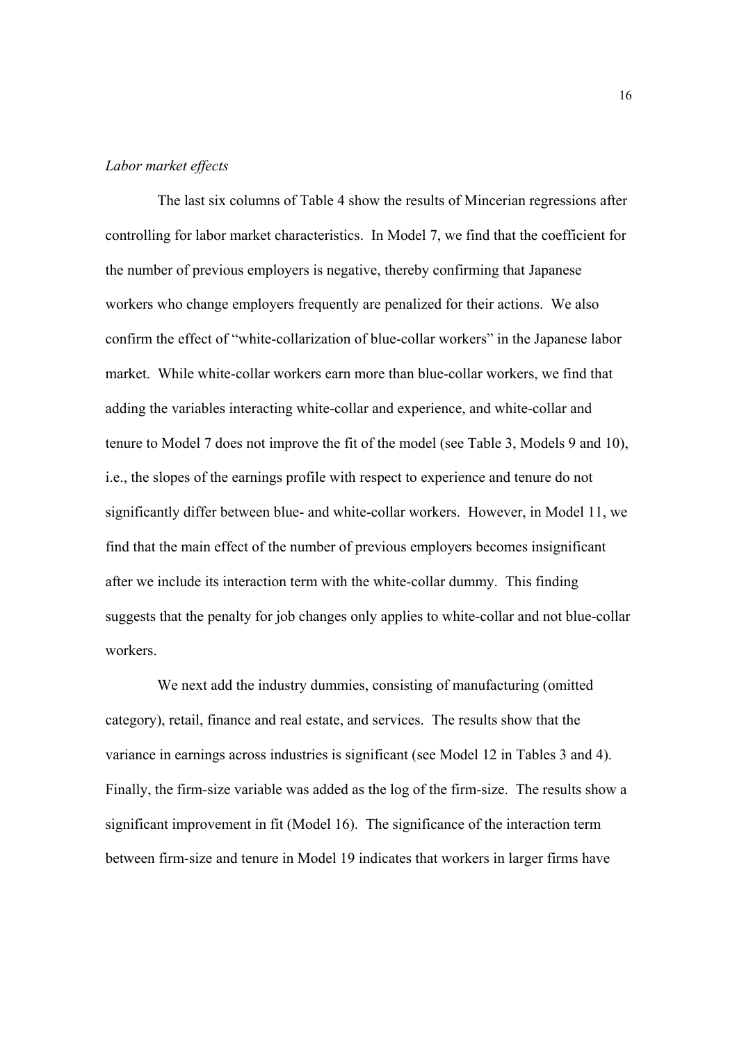*Labor market effects*

The last six columns of Table 4 show the results of Mincerian regressions after controlling for labor market characteristics. In Model 7, we find that the coefficient for the number of previous employers is negative, thereby confirming that Japanese workers who change employers frequently are penalized for their actions. We also confirm the effect of "white-collarization of blue-collar workers" in the Japanese labor market. While white-collar workers earn more than blue-collar workers, we find that adding the variables interacting white-collar and experience, and white-collar and tenure to Model 7 does not improve the fit of the model (see Table 3, Models 9 and 10), i.e., the slopes of the earnings profile with respect to experience and tenure do not significantly differ between blue- and white-collar workers. However, in Model 11, we find that the main effect of the number of previous employers becomes insignificant after we include its interaction term with the white-collar dummy. This finding suggests that the penalty for job changes only applies to white-collar and not blue-collar workers.

We next add the industry dummies, consisting of manufacturing (omitted category), retail, finance and real estate, and services. The results show that the variance in earnings across industries is significant (see Model 12 in Tables 3 and 4). Finally, the firm-size variable was added as the log of the firm-size. The results show a significant improvement in fit (Model 16). The significance of the interaction term between firm-size and tenure in Model 19 indicates that workers in larger firms have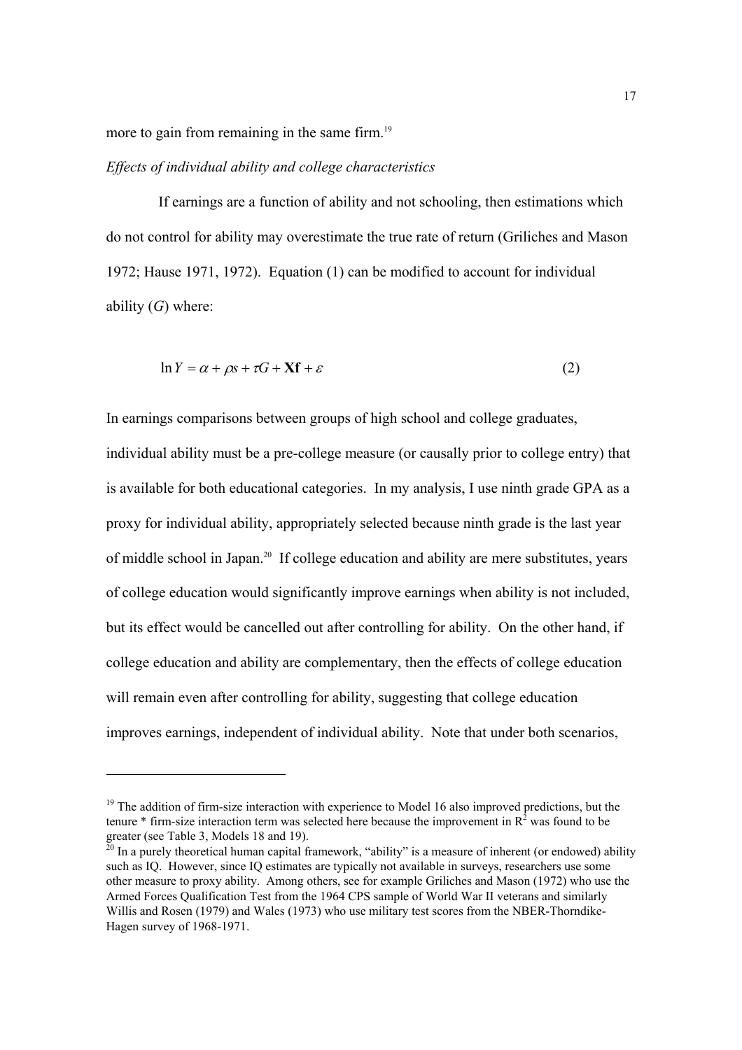more to gain from remaining in the same firm.[19]

*Effects of individual ability and college characteristics*

If earnings are a function of ability and not schooling, then estimations which do not control for ability may overestimate the true rate of return (Griliches and Mason 1972; Hause 1971, 1972). Equation (1) can be modified to account for individual ability ($G$) where:

$$\ln Y = \alpha + \rho s + \tau G + \mathbf{Xf} + \varepsilon \tag{2}$$

In earnings comparisons between groups of high school and college graduates, individual ability must be a pre-college measure (or causally prior to college entry) that is available for both educational categories. In my analysis, I use ninth grade GPA as a proxy for individual ability, appropriately selected because ninth grade is the last year of middle school in Japan.[20] If college education and ability are mere substitutes, years of college education would significantly improve earnings when ability is not included, but its effect would be cancelled out after controlling for ability. On the other hand, if college education and ability are complementary, then the effects of college education will remain even after controlling for ability, suggesting that college education improves earnings, independent of individual ability. Note that under both scenarios,

---

[19] The addition of firm-size interaction with experience to Model 16 also improved predictions, but the tenure * firm-size interaction term was selected here because the improvement in $R^2$ was found to be greater (see Table 3, Models 18 and 19).

[20] In a purely theoretical human capital framework, "ability" is a measure of inherent (or endowed) ability such as IQ. However, since IQ estimates are typically not available in surveys, researchers use some other measure to proxy ability. Among others, see for example Griliches and Mason (1972) who use the Armed Forces Qualification Test from the 1964 CPS sample of World War II veterans and similarly Willis and Rosen (1979) and Wales (1973) who use military test scores from the NBER-Thorndike-Hagen survey of 1968-1971.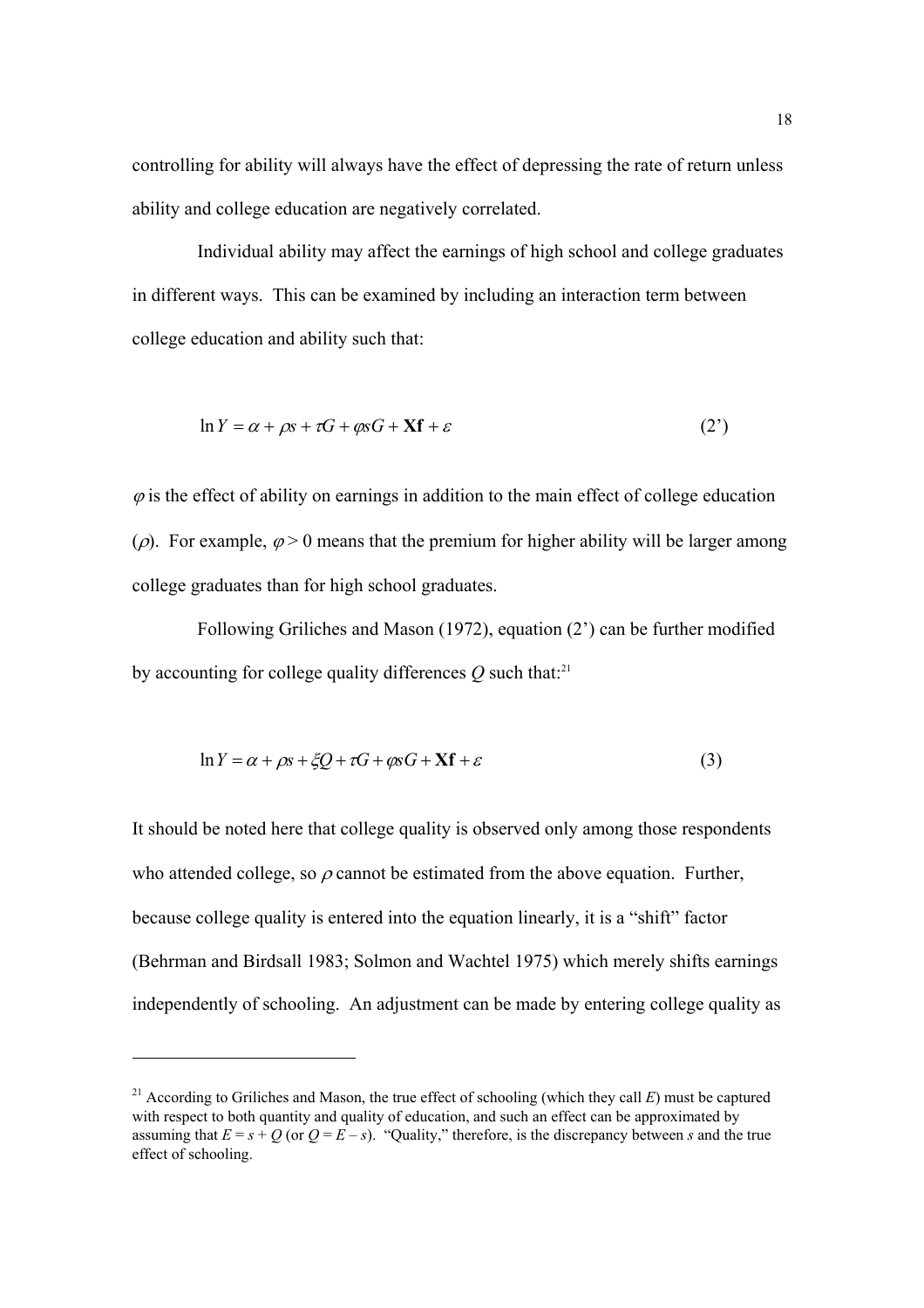controlling for ability will always have the effect of depressing the rate of return unless ability and college education are negatively correlated.

Individual ability may affect the earnings of high school and college graduates in different ways. This can be examined by including an interaction term between college education and ability such that:

$$\ln Y = \alpha + \rho s + \tau G + \varphi s G + \mathbf{Xf} + \varepsilon \qquad (2')$$

$\varphi$ is the effect of ability on earnings in addition to the main effect of college education ($\rho$). For example, $\varphi > 0$ means that the premium for higher ability will be larger among college graduates than for high school graduates.

Following Griliches and Mason (1972), equation (2') can be further modified by accounting for college quality differences $Q$ such that:[21]

$$\ln Y = \alpha + \rho s + \xi Q + \tau G + \varphi s G + \mathbf{Xf} + \varepsilon \qquad (3)$$

It should be noted here that college quality is observed only among those respondents who attended college, so $\rho$ cannot be estimated from the above equation. Further, because college quality is entered into the equation linearly, it is a "shift" factor (Behrman and Birdsall 1983; Solmon and Wachtel 1975) which merely shifts earnings independently of schooling. An adjustment can be made by entering college quality as

---

[21] According to Griliches and Mason, the true effect of schooling (which they call $E$) must be captured with respect to both quantity and quality of education, and such an effect can be approximated by assuming that $E = s + Q$ (or $Q = E - s$). "Quality," therefore, is the discrepancy between $s$ and the true effect of schooling.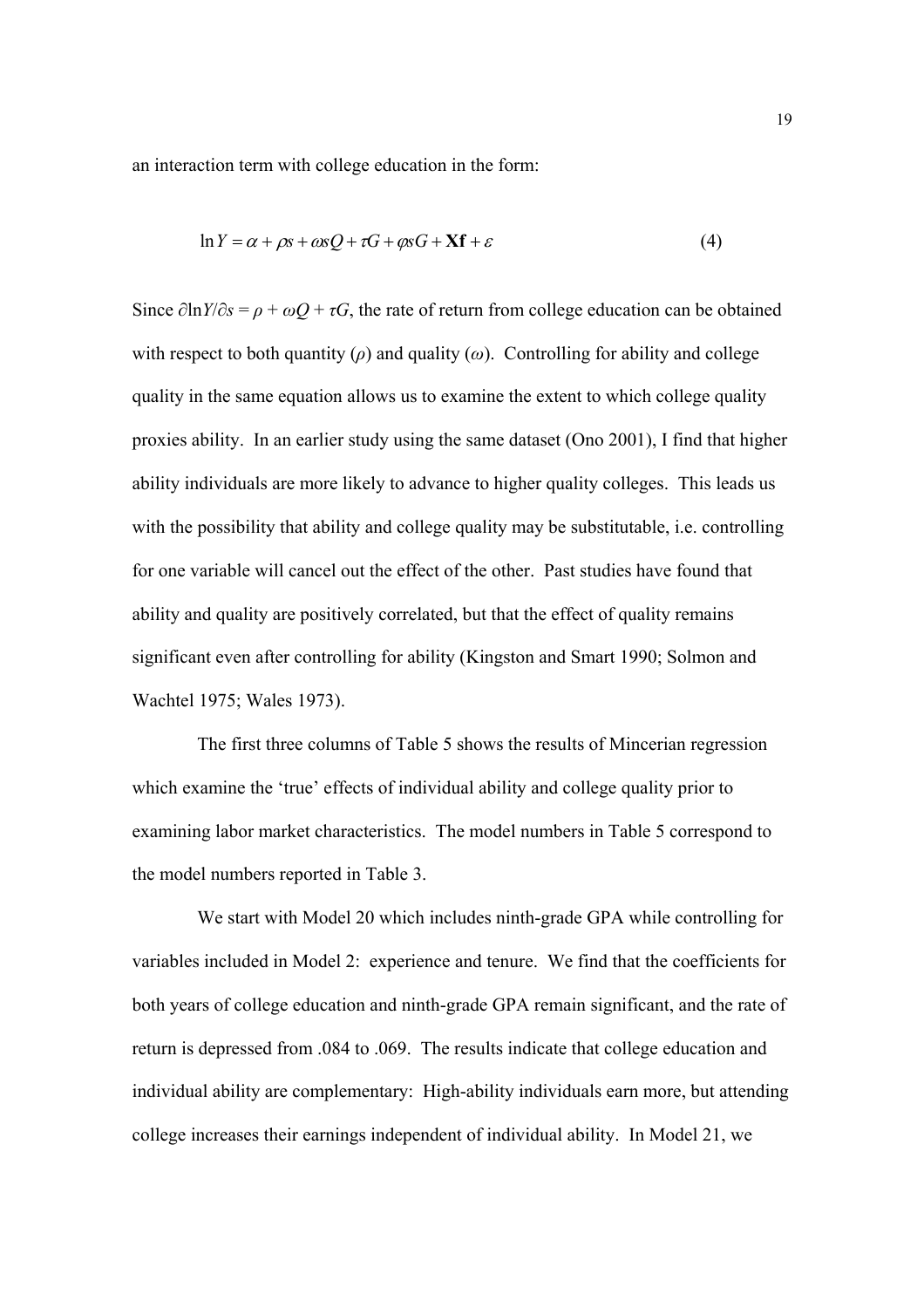an interaction term with college education in the form:

$$\ln Y = \alpha + \rho s + \omega s Q + \tau G + \varphi s G + \mathbf{Xf} + \varepsilon \tag{4}$$

Since $\partial \ln Y / \partial s = \rho + \omega Q + \tau G$, the rate of return from college education can be obtained with respect to both quantity ($\rho$) and quality ($\omega$). Controlling for ability and college quality in the same equation allows us to examine the extent to which college quality proxies ability. In an earlier study using the same dataset (Ono 2001), I find that higher ability individuals are more likely to advance to higher quality colleges. This leads us with the possibility that ability and college quality may be substitutable, i.e. controlling for one variable will cancel out the effect of the other. Past studies have found that ability and quality are positively correlated, but that the effect of quality remains significant even after controlling for ability (Kingston and Smart 1990; Solmon and Wachtel 1975; Wales 1973).

The first three columns of Table 5 shows the results of Mincerian regression which examine the 'true' effects of individual ability and college quality prior to examining labor market characteristics. The model numbers in Table 5 correspond to the model numbers reported in Table 3.

We start with Model 20 which includes ninth-grade GPA while controlling for variables included in Model 2: experience and tenure. We find that the coefficients for both years of college education and ninth-grade GPA remain significant, and the rate of return is depressed from .084 to .069. The results indicate that college education and individual ability are complementary: High-ability individuals earn more, but attending college increases their earnings independent of individual ability. In Model 21, we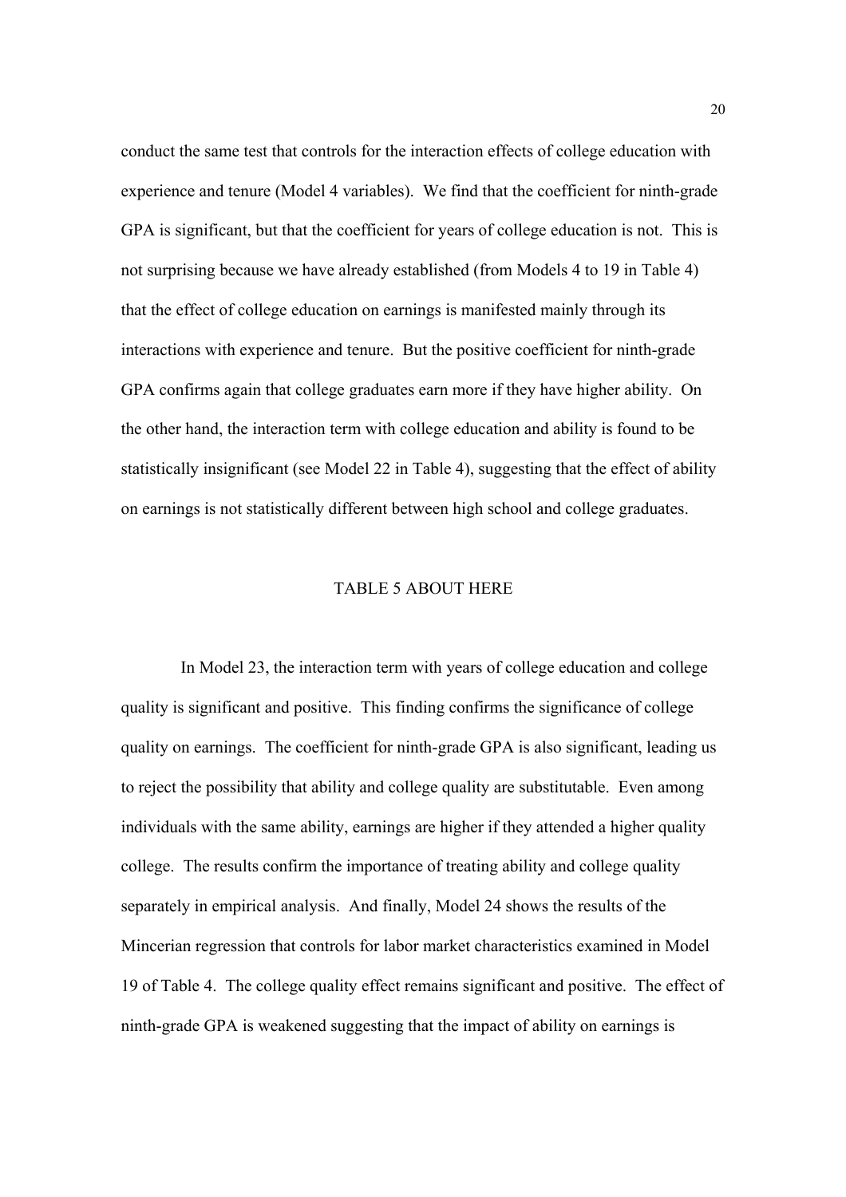conduct the same test that controls for the interaction effects of college education with experience and tenure (Model 4 variables). We find that the coefficient for ninth-grade GPA is significant, but that the coefficient for years of college education is not. This is not surprising because we have already established (from Models 4 to 19 in Table 4) that the effect of college education on earnings is manifested mainly through its interactions with experience and tenure. But the positive coefficient for ninth-grade GPA confirms again that college graduates earn more if they have higher ability. On the other hand, the interaction term with college education and ability is found to be statistically insignificant (see Model 22 in Table 4), suggesting that the effect of ability on earnings is not statistically different between high school and college graduates.

TABLE 5 ABOUT HERE

In Model 23, the interaction term with years of college education and college quality is significant and positive. This finding confirms the significance of college quality on earnings. The coefficient for ninth-grade GPA is also significant, leading us to reject the possibility that ability and college quality are substitutable. Even among individuals with the same ability, earnings are higher if they attended a higher quality college. The results confirm the importance of treating ability and college quality separately in empirical analysis. And finally, Model 24 shows the results of the Mincerian regression that controls for labor market characteristics examined in Model 19 of Table 4. The college quality effect remains significant and positive. The effect of ninth-grade GPA is weakened suggesting that the impact of ability on earnings is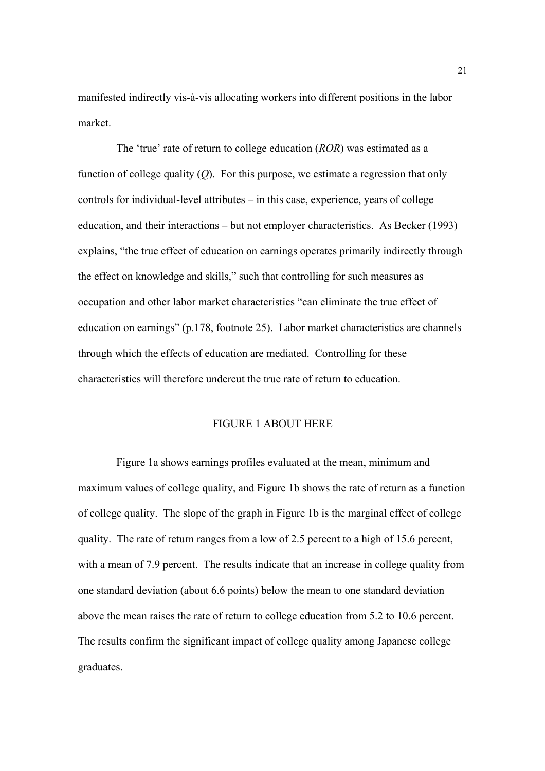manifested indirectly vis-à-vis allocating workers into different positions in the labor market.

The 'true' rate of return to college education (*ROR*) was estimated as a function of college quality (*Q*). For this purpose, we estimate a regression that only controls for individual-level attributes – in this case, experience, years of college education, and their interactions – but not employer characteristics. As Becker (1993) explains, "the true effect of education on earnings operates primarily indirectly through the effect on knowledge and skills," such that controlling for such measures as occupation and other labor market characteristics "can eliminate the true effect of education on earnings" (p.178, footnote 25). Labor market characteristics are channels through which the effects of education are mediated. Controlling for these characteristics will therefore undercut the true rate of return to education.

FIGURE 1 ABOUT HERE

Figure 1a shows earnings profiles evaluated at the mean, minimum and maximum values of college quality, and Figure 1b shows the rate of return as a function of college quality. The slope of the graph in Figure 1b is the marginal effect of college quality. The rate of return ranges from a low of 2.5 percent to a high of 15.6 percent, with a mean of 7.9 percent. The results indicate that an increase in college quality from one standard deviation (about 6.6 points) below the mean to one standard deviation above the mean raises the rate of return to college education from 5.2 to 10.6 percent. The results confirm the significant impact of college quality among Japanese college graduates.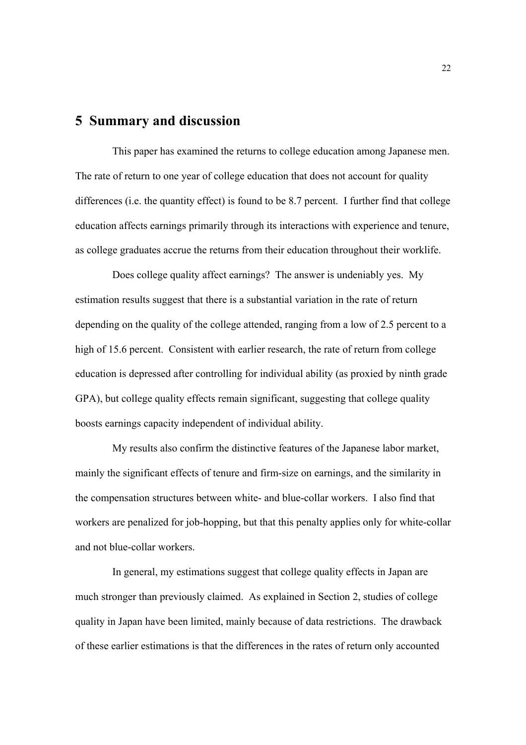## 5 Summary and discussion

This paper has examined the returns to college education among Japanese men. The rate of return to one year of college education that does not account for quality differences (i.e. the quantity effect) is found to be 8.7 percent. I further find that college education affects earnings primarily through its interactions with experience and tenure, as college graduates accrue the returns from their education throughout their worklife.

Does college quality affect earnings? The answer is undeniably yes. My estimation results suggest that there is a substantial variation in the rate of return depending on the quality of the college attended, ranging from a low of 2.5 percent to a high of 15.6 percent. Consistent with earlier research, the rate of return from college education is depressed after controlling for individual ability (as proxied by ninth grade GPA), but college quality effects remain significant, suggesting that college quality boosts earnings capacity independent of individual ability.

My results also confirm the distinctive features of the Japanese labor market, mainly the significant effects of tenure and firm-size on earnings, and the similarity in the compensation structures between white- and blue-collar workers. I also find that workers are penalized for job-hopping, but that this penalty applies only for white-collar and not blue-collar workers.

In general, my estimations suggest that college quality effects in Japan are much stronger than previously claimed. As explained in Section 2, studies of college quality in Japan have been limited, mainly because of data restrictions. The drawback of these earlier estimations is that the differences in the rates of return only accounted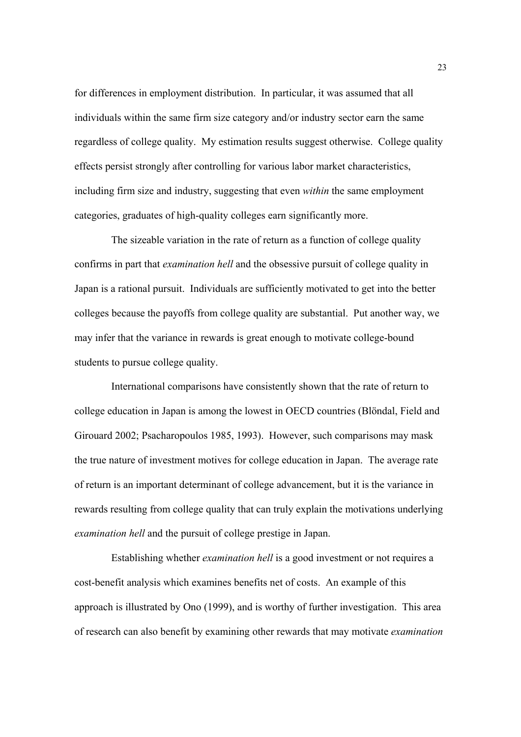for differences in employment distribution. In particular, it was assumed that all individuals within the same firm size category and/or industry sector earn the same regardless of college quality. My estimation results suggest otherwise. College quality effects persist strongly after controlling for various labor market characteristics, including firm size and industry, suggesting that even *within* the same employment categories, graduates of high-quality colleges earn significantly more.

The sizeable variation in the rate of return as a function of college quality confirms in part that *examination hell* and the obsessive pursuit of college quality in Japan is a rational pursuit. Individuals are sufficiently motivated to get into the better colleges because the payoffs from college quality are substantial. Put another way, we may infer that the variance in rewards is great enough to motivate college-bound students to pursue college quality.

International comparisons have consistently shown that the rate of return to college education in Japan is among the lowest in OECD countries (Blöndal, Field and Girouard 2002; Psacharopoulos 1985, 1993). However, such comparisons may mask the true nature of investment motives for college education in Japan. The average rate of return is an important determinant of college advancement, but it is the variance in rewards resulting from college quality that can truly explain the motivations underlying *examination hell* and the pursuit of college prestige in Japan.

Establishing whether *examination hell* is a good investment or not requires a cost-benefit analysis which examines benefits net of costs. An example of this approach is illustrated by Ono (1999), and is worthy of further investigation. This area of research can also benefit by examining other rewards that may motivate *examination*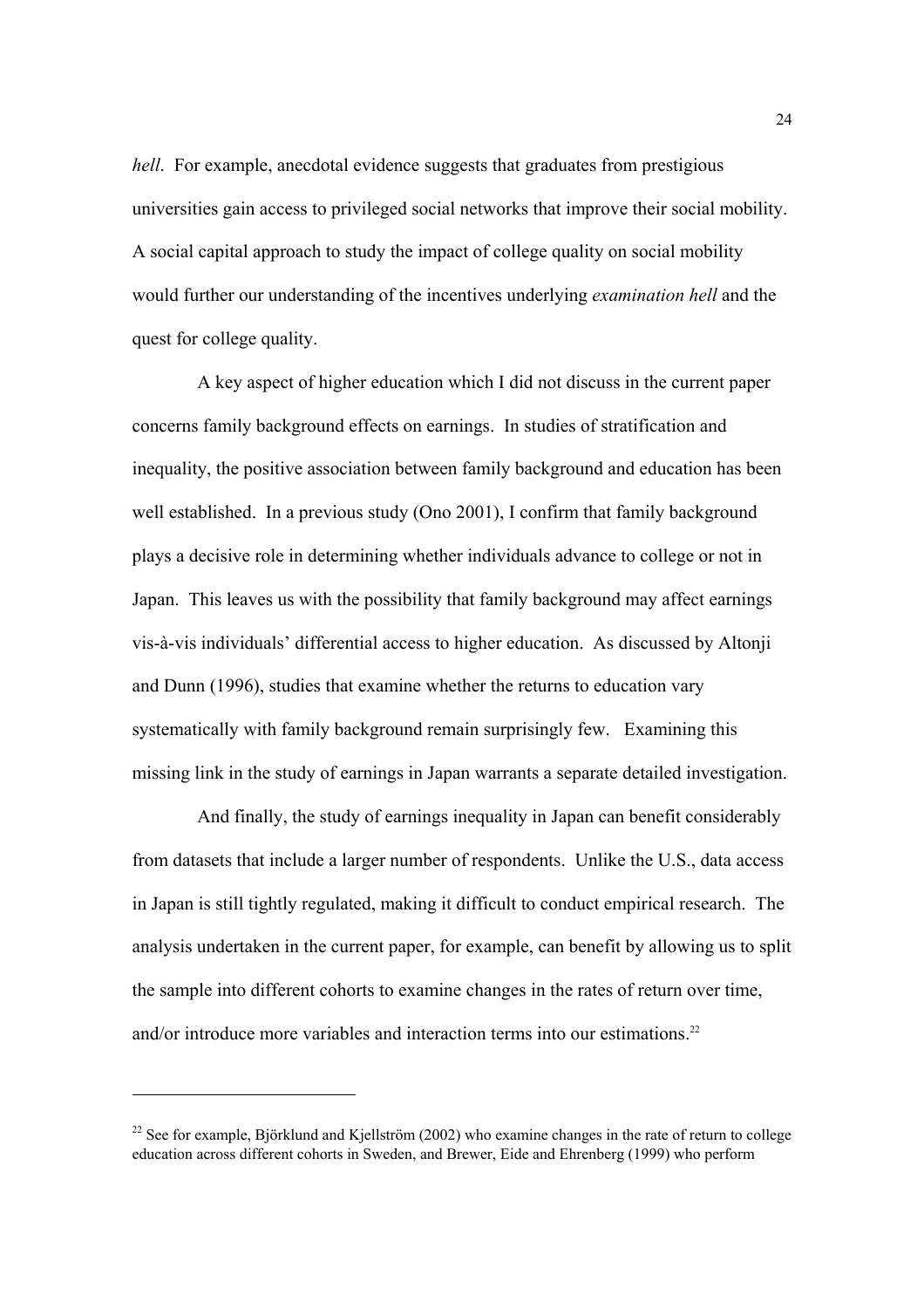*hell*. For example, anecdotal evidence suggests that graduates from prestigious universities gain access to privileged social networks that improve their social mobility. A social capital approach to study the impact of college quality on social mobility would further our understanding of the incentives underlying *examination hell* and the quest for college quality.

A key aspect of higher education which I did not discuss in the current paper concerns family background effects on earnings. In studies of stratification and inequality, the positive association between family background and education has been well established. In a previous study (Ono 2001), I confirm that family background plays a decisive role in determining whether individuals advance to college or not in Japan. This leaves us with the possibility that family background may affect earnings vis-à-vis individuals' differential access to higher education. As discussed by Altonji and Dunn (1996), studies that examine whether the returns to education vary systematically with family background remain surprisingly few. Examining this missing link in the study of earnings in Japan warrants a separate detailed investigation.

And finally, the study of earnings inequality in Japan can benefit considerably from datasets that include a larger number of respondents. Unlike the U.S., data access in Japan is still tightly regulated, making it difficult to conduct empirical research. The analysis undertaken in the current paper, for example, can benefit by allowing us to split the sample into different cohorts to examine changes in the rates of return over time, and/or introduce more variables and interaction terms into our estimations.[22]

---

[22] See for example, Björklund and Kjellström (2002) who examine changes in the rate of return to college education across different cohorts in Sweden, and Brewer, Eide and Ehrenberg (1999) who perform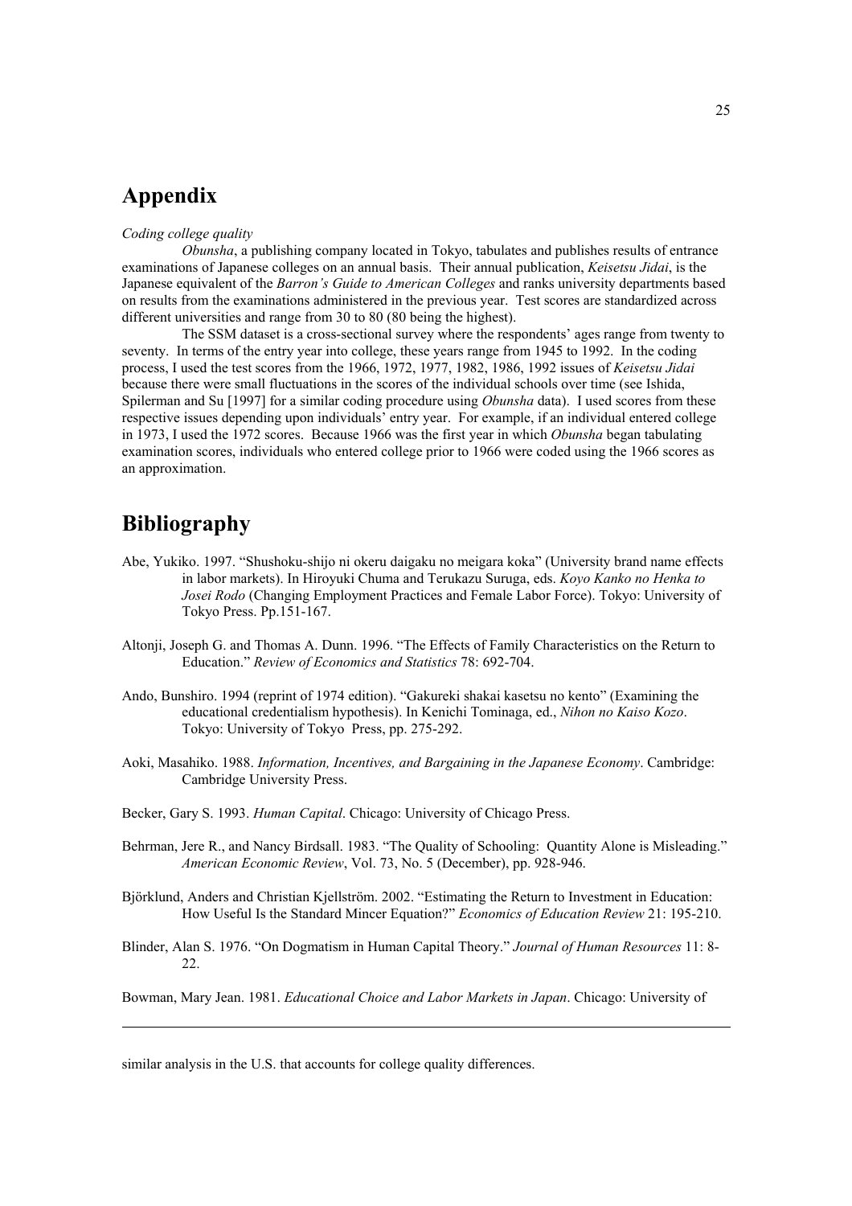# Appendix

*Coding college quality*

*Obunsha*, a publishing company located in Tokyo, tabulates and publishes results of entrance examinations of Japanese colleges on an annual basis. Their annual publication, *Keisetsu Jidai*, is the Japanese equivalent of the *Barron's Guide to American Colleges* and ranks university departments based on results from the examinations administered in the previous year. Test scores are standardized across different universities and range from 30 to 80 (80 being the highest).

The SSM dataset is a cross-sectional survey where the respondents' ages range from twenty to seventy. In terms of the entry year into college, these years range from 1945 to 1992. In the coding process, I used the test scores from the 1966, 1972, 1977, 1982, 1986, 1992 issues of *Keisetsu Jidai* because there were small fluctuations in the scores of the individual schools over time (see Ishida, Spilerman and Su [1997] for a similar coding procedure using *Obunsha* data). I used scores from these respective issues depending upon individuals' entry year. For example, if an individual entered college in 1973, I used the 1972 scores. Because 1966 was the first year in which *Obunsha* began tabulating examination scores, individuals who entered college prior to 1966 were coded using the 1966 scores as an approximation.

# Bibliography

Abe, Yukiko. 1997. "Shushoku-shijo ni okeru daigaku no meigara koka" (University brand name effects in labor markets). In Hiroyuki Chuma and Terukazu Suruga, eds. *Koyo Kanko no Henka to Josei Rodo* (Changing Employment Practices and Female Labor Force). Tokyo: University of Tokyo Press. Pp.151-167.

Altonji, Joseph G. and Thomas A. Dunn. 1996. "The Effects of Family Characteristics on the Return to Education." *Review of Economics and Statistics* 78: 692-704.

Ando, Bunshiro. 1994 (reprint of 1974 edition). "Gakureki shakai kasetsu no kento" (Examining the educational credentialism hypothesis). In Kenichi Tominaga, ed., *Nihon no Kaiso Kozo*. Tokyo: University of Tokyo Press, pp. 275-292.

Aoki, Masahiko. 1988. *Information, Incentives, and Bargaining in the Japanese Economy*. Cambridge: Cambridge University Press.

Becker, Gary S. 1993. *Human Capital*. Chicago: University of Chicago Press.

Behrman, Jere R., and Nancy Birdsall. 1983. "The Quality of Schooling: Quantity Alone is Misleading." *American Economic Review*, Vol. 73, No. 5 (December), pp. 928-946.

Björklund, Anders and Christian Kjellström. 2002. "Estimating the Return to Investment in Education: How Useful Is the Standard Mincer Equation?" *Economics of Education Review* 21: 195-210.

Blinder, Alan S. 1976. "On Dogmatism in Human Capital Theory." *Journal of Human Resources* 11: 8-22.

Bowman, Mary Jean. 1981. *Educational Choice and Labor Markets in Japan*. Chicago: University of

---

similar analysis in the U.S. that accounts for college quality differences.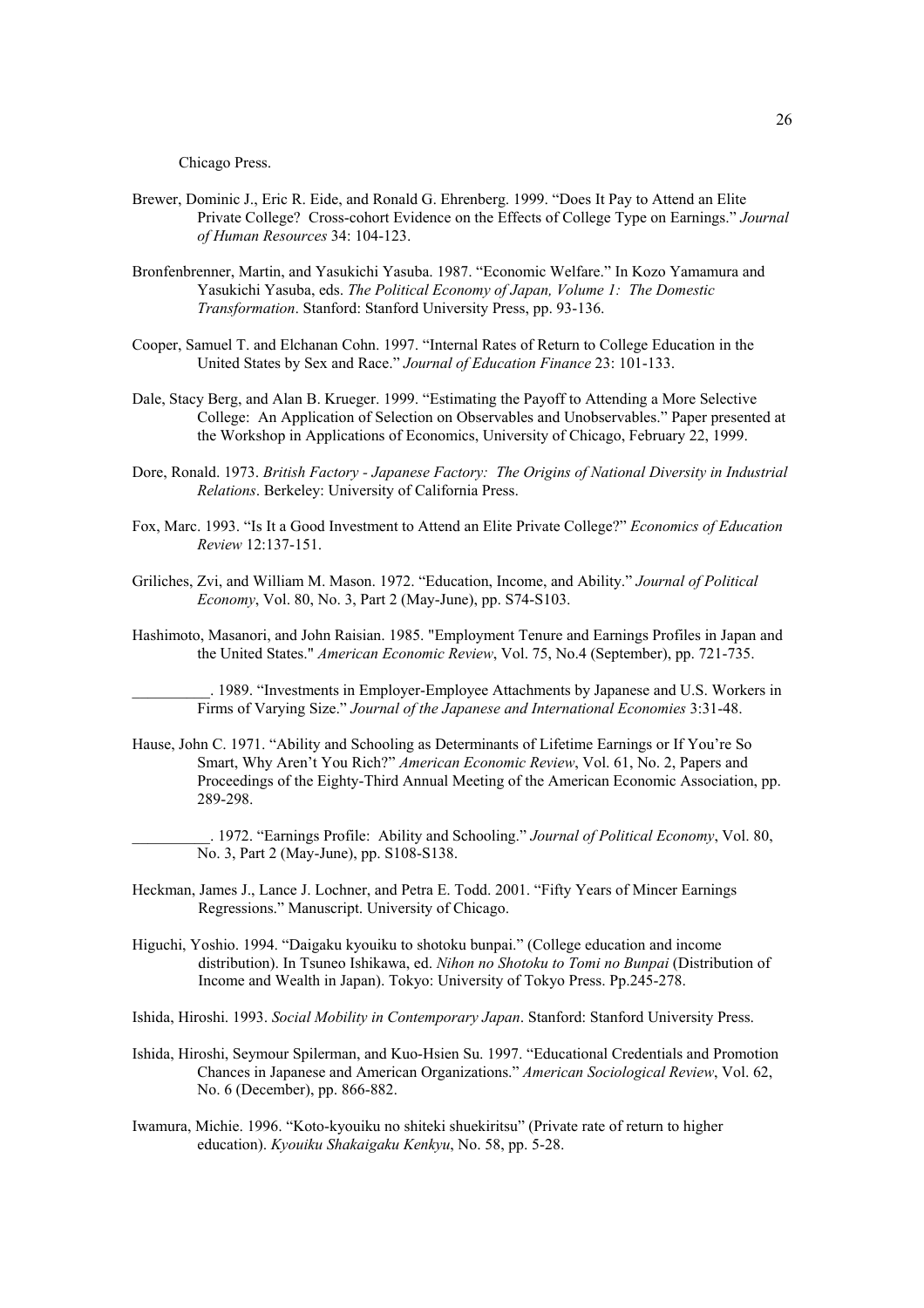Chicago Press.

Brewer, Dominic J., Eric R. Eide, and Ronald G. Ehrenberg. 1999. "Does It Pay to Attend an Elite Private College? Cross-cohort Evidence on the Effects of College Type on Earnings." *Journal of Human Resources* 34: 104-123.

Bronfenbrenner, Martin, and Yasukichi Yasuba. 1987. "Economic Welfare." In Kozo Yamamura and Yasukichi Yasuba, eds. *The Political Economy of Japan, Volume 1: The Domestic Transformation*. Stanford: Stanford University Press, pp. 93-136.

Cooper, Samuel T. and Elchanan Cohn. 1997. "Internal Rates of Return to College Education in the United States by Sex and Race." *Journal of Education Finance* 23: 101-133.

Dale, Stacy Berg, and Alan B. Krueger. 1999. "Estimating the Payoff to Attending a More Selective College: An Application of Selection on Observables and Unobservables." Paper presented at the Workshop in Applications of Economics, University of Chicago, February 22, 1999.

Dore, Ronald. 1973. *British Factory - Japanese Factory: The Origins of National Diversity in Industrial Relations*. Berkeley: University of California Press.

Fox, Marc. 1993. "Is It a Good Investment to Attend an Elite Private College?" *Economics of Education Review* 12:137-151.

Griliches, Zvi, and William M. Mason. 1972. "Education, Income, and Ability." *Journal of Political Economy*, Vol. 80, No. 3, Part 2 (May-June), pp. S74-S103.

Hashimoto, Masanori, and John Raisian. 1985. "Employment Tenure and Earnings Profiles in Japan and the United States." *American Economic Review*, Vol. 75, No.4 (September), pp. 721-735.

__________. 1989. "Investments in Employer-Employee Attachments by Japanese and U.S. Workers in Firms of Varying Size." *Journal of the Japanese and International Economies* 3:31-48.

Hause, John C. 1971. "Ability and Schooling as Determinants of Lifetime Earnings or If You're So Smart, Why Aren't You Rich?" *American Economic Review*, Vol. 61, No. 2, Papers and Proceedings of the Eighty-Third Annual Meeting of the American Economic Association, pp. 289-298.

__________. 1972. "Earnings Profile: Ability and Schooling." *Journal of Political Economy*, Vol. 80, No. 3, Part 2 (May-June), pp. S108-S138.

Heckman, James J., Lance J. Lochner, and Petra E. Todd. 2001. "Fifty Years of Mincer Earnings Regressions." Manuscript. University of Chicago.

Higuchi, Yoshio. 1994. "Daigaku kyouiku to shotoku bunpai." (College education and income distribution). In Tsuneo Ishikawa, ed. *Nihon no Shotoku to Tomi no Bunpai* (Distribution of Income and Wealth in Japan). Tokyo: University of Tokyo Press. Pp.245-278.

Ishida, Hiroshi. 1993. *Social Mobility in Contemporary Japan*. Stanford: Stanford University Press.

Ishida, Hiroshi, Seymour Spilerman, and Kuo-Hsien Su. 1997. "Educational Credentials and Promotion Chances in Japanese and American Organizations." *American Sociological Review*, Vol. 62, No. 6 (December), pp. 866-882.

Iwamura, Michie. 1996. "Koto-kyouiku no shiteki shuekiritsu" (Private rate of return to higher education). *Kyouiku Shakaigaku Kenkyu*, No. 58, pp. 5-28.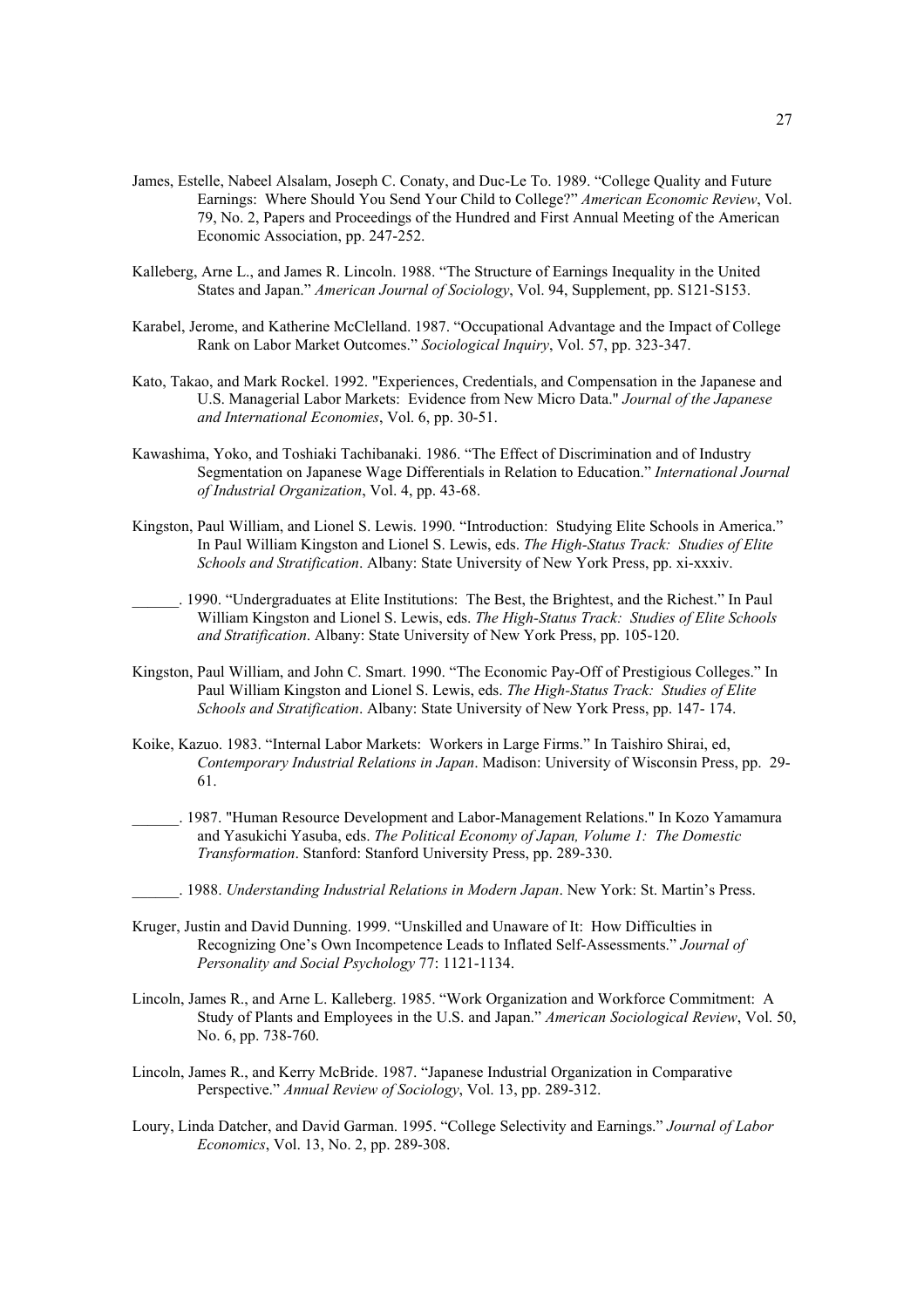James, Estelle, Nabeel Alsalam, Joseph C. Conaty, and Duc-Le To. 1989. "College Quality and Future Earnings: Where Should You Send Your Child to College?" *American Economic Review*, Vol. 79, No. 2, Papers and Proceedings of the Hundred and First Annual Meeting of the American Economic Association, pp. 247-252.

Kalleberg, Arne L., and James R. Lincoln. 1988. "The Structure of Earnings Inequality in the United States and Japan." *American Journal of Sociology*, Vol. 94, Supplement, pp. S121-S153.

Karabel, Jerome, and Katherine McClelland. 1987. "Occupational Advantage and the Impact of College Rank on Labor Market Outcomes." *Sociological Inquiry*, Vol. 57, pp. 323-347.

Kato, Takao, and Mark Rockel. 1992. "Experiences, Credentials, and Compensation in the Japanese and U.S. Managerial Labor Markets: Evidence from New Micro Data." *Journal of the Japanese and International Economies*, Vol. 6, pp. 30-51.

Kawashima, Yoko, and Toshiaki Tachibanaki. 1986. "The Effect of Discrimination and of Industry Segmentation on Japanese Wage Differentials in Relation to Education." *International Journal of Industrial Organization*, Vol. 4, pp. 43-68.

Kingston, Paul William, and Lionel S. Lewis. 1990. "Introduction: Studying Elite Schools in America." In Paul William Kingston and Lionel S. Lewis, eds. *The High-Status Track: Studies of Elite Schools and Stratification*. Albany: State University of New York Press, pp. xi-xxxiv.

______. 1990. "Undergraduates at Elite Institutions: The Best, the Brightest, and the Richest." In Paul William Kingston and Lionel S. Lewis, eds. *The High-Status Track: Studies of Elite Schools and Stratification*. Albany: State University of New York Press, pp. 105-120.

Kingston, Paul William, and John C. Smart. 1990. "The Economic Pay-Off of Prestigious Colleges." In Paul William Kingston and Lionel S. Lewis, eds. *The High-Status Track: Studies of Elite Schools and Stratification*. Albany: State University of New York Press, pp. 147- 174.

Koike, Kazuo. 1983. "Internal Labor Markets: Workers in Large Firms." In Taishiro Shirai, ed, *Contemporary Industrial Relations in Japan*. Madison: University of Wisconsin Press, pp. 29-61.

______. 1987. "Human Resource Development and Labor-Management Relations." In Kozo Yamamura and Yasukichi Yasuba, eds. *The Political Economy of Japan, Volume 1: The Domestic Transformation*. Stanford: Stanford University Press, pp. 289-330.

______. 1988. *Understanding Industrial Relations in Modern Japan*. New York: St. Martin's Press.

Kruger, Justin and David Dunning. 1999. "Unskilled and Unaware of It: How Difficulties in Recognizing One's Own Incompetence Leads to Inflated Self-Assessments." *Journal of Personality and Social Psychology* 77: 1121-1134.

Lincoln, James R., and Arne L. Kalleberg. 1985. "Work Organization and Workforce Commitment: A Study of Plants and Employees in the U.S. and Japan." *American Sociological Review*, Vol. 50, No. 6, pp. 738-760.

Lincoln, James R., and Kerry McBride. 1987. "Japanese Industrial Organization in Comparative Perspective." *Annual Review of Sociology*, Vol. 13, pp. 289-312.

Loury, Linda Datcher, and David Garman. 1995. "College Selectivity and Earnings." *Journal of Labor Economics*, Vol. 13, No. 2, pp. 289-308.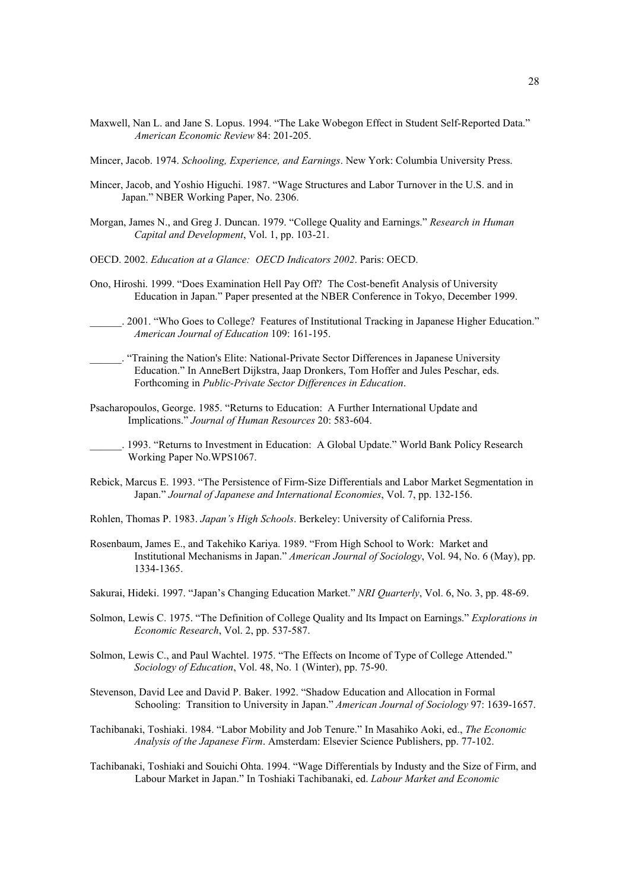Maxwell, Nan L. and Jane S. Lopus. 1994. "The Lake Wobegon Effect in Student Self-Reported Data." *American Economic Review* 84: 201-205.

Mincer, Jacob. 1974. *Schooling, Experience, and Earnings*. New York: Columbia University Press.

Mincer, Jacob, and Yoshio Higuchi. 1987. "Wage Structures and Labor Turnover in the U.S. and in Japan." NBER Working Paper, No. 2306.

Morgan, James N., and Greg J. Duncan. 1979. "College Quality and Earnings." *Research in Human Capital and Development*, Vol. 1, pp. 103-21.

OECD. 2002. *Education at a Glance: OECD Indicators 2002*. Paris: OECD.

Ono, Hiroshi. 1999. "Does Examination Hell Pay Off? The Cost-benefit Analysis of University Education in Japan." Paper presented at the NBER Conference in Tokyo, December 1999.

______. 2001. "Who Goes to College? Features of Institutional Tracking in Japanese Higher Education." *American Journal of Education* 109: 161-195.

______. "Training the Nation's Elite: National-Private Sector Differences in Japanese University Education." In AnneBert Dijkstra, Jaap Dronkers, Tom Hoffer and Jules Peschar, eds. Forthcoming in *Public-Private Sector Differences in Education*.

Psacharopoulos, George. 1985. "Returns to Education: A Further International Update and Implications." *Journal of Human Resources* 20: 583-604.

______. 1993. "Returns to Investment in Education: A Global Update." World Bank Policy Research Working Paper No.WPS1067.

Rebick, Marcus E. 1993. "The Persistence of Firm-Size Differentials and Labor Market Segmentation in Japan." *Journal of Japanese and International Economies*, Vol. 7, pp. 132-156.

Rohlen, Thomas P. 1983. *Japan's High Schools*. Berkeley: University of California Press.

Rosenbaum, James E., and Takehiko Kariya. 1989. "From High School to Work: Market and Institutional Mechanisms in Japan." *American Journal of Sociology*, Vol. 94, No. 6 (May), pp. 1334-1365.

Sakurai, Hideki. 1997. "Japan's Changing Education Market." *NRI Quarterly*, Vol. 6, No. 3, pp. 48-69.

Solmon, Lewis C. 1975. "The Definition of College Quality and Its Impact on Earnings." *Explorations in Economic Research*, Vol. 2, pp. 537-587.

Solmon, Lewis C., and Paul Wachtel. 1975. "The Effects on Income of Type of College Attended." *Sociology of Education*, Vol. 48, No. 1 (Winter), pp. 75-90.

Stevenson, David Lee and David P. Baker. 1992. "Shadow Education and Allocation in Formal Schooling: Transition to University in Japan." *American Journal of Sociology* 97: 1639-1657.

Tachibanaki, Toshiaki. 1984. "Labor Mobility and Job Tenure." In Masahiko Aoki, ed., *The Economic Analysis of the Japanese Firm*. Amsterdam: Elsevier Science Publishers, pp. 77-102.

Tachibanaki, Toshiaki and Souichi Ohta. 1994. "Wage Differentials by Industy and the Size of Firm, and Labour Market in Japan." In Toshiaki Tachibanaki, ed. *Labour Market and Economic*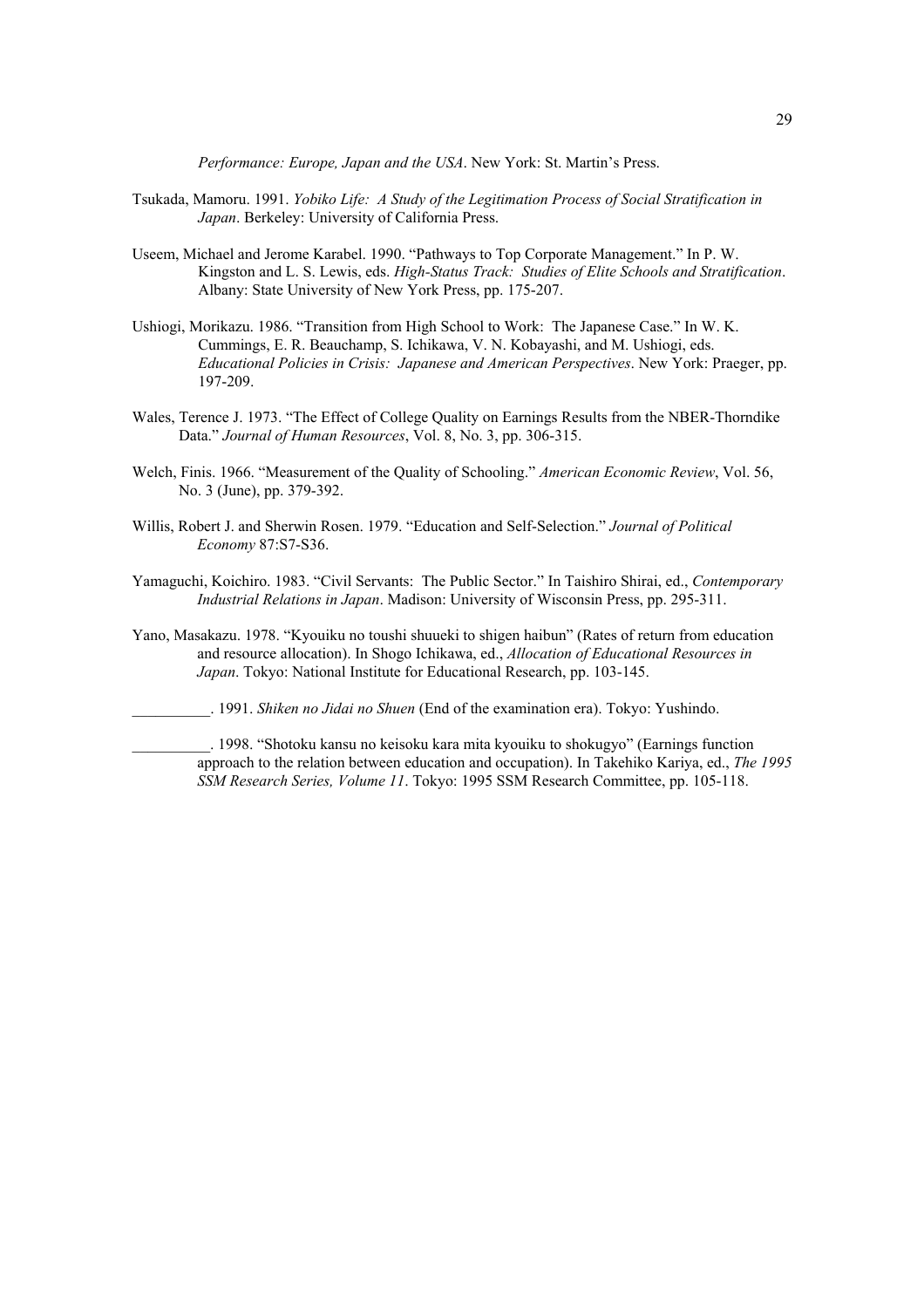*Performance: Europe, Japan and the USA*. New York: St. Martin's Press.

Tsukada, Mamoru. 1991. *Yobiko Life: A Study of the Legitimation Process of Social Stratification in Japan*. Berkeley: University of California Press.

Useem, Michael and Jerome Karabel. 1990. "Pathways to Top Corporate Management." In P. W. Kingston and L. S. Lewis, eds. *High-Status Track: Studies of Elite Schools and Stratification*. Albany: State University of New York Press, pp. 175-207.

Ushiogi, Morikazu. 1986. "Transition from High School to Work: The Japanese Case." In W. K. Cummings, E. R. Beauchamp, S. Ichikawa, V. N. Kobayashi, and M. Ushiogi, eds. *Educational Policies in Crisis: Japanese and American Perspectives*. New York: Praeger, pp. 197-209.

Wales, Terence J. 1973. "The Effect of College Quality on Earnings Results from the NBER-Thorndike Data." *Journal of Human Resources*, Vol. 8, No. 3, pp. 306-315.

Welch, Finis. 1966. "Measurement of the Quality of Schooling." *American Economic Review*, Vol. 56, No. 3 (June), pp. 379-392.

Willis, Robert J. and Sherwin Rosen. 1979. "Education and Self-Selection." *Journal of Political Economy* 87:S7-S36.

Yamaguchi, Koichiro. 1983. "Civil Servants: The Public Sector." In Taishiro Shirai, ed., *Contemporary Industrial Relations in Japan*. Madison: University of Wisconsin Press, pp. 295-311.

Yano, Masakazu. 1978. "Kyouiku no toushi shuueki to shigen haibun" (Rates of return from education and resource allocation). In Shogo Ichikawa, ed., *Allocation of Educational Resources in Japan*. Tokyo: National Institute for Educational Research, pp. 103-145.

__________. 1991. *Shiken no Jidai no Shuen* (End of the examination era). Tokyo: Yushindo.

__________. 1998. "Shotoku kansu no keisoku kara mita kyouiku to shokugyo" (Earnings function approach to the relation between education and occupation). In Takehiko Kariya, ed., *The 1995 SSM Research Series, Volume 11*. Tokyo: 1995 SSM Research Committee, pp. 105-118.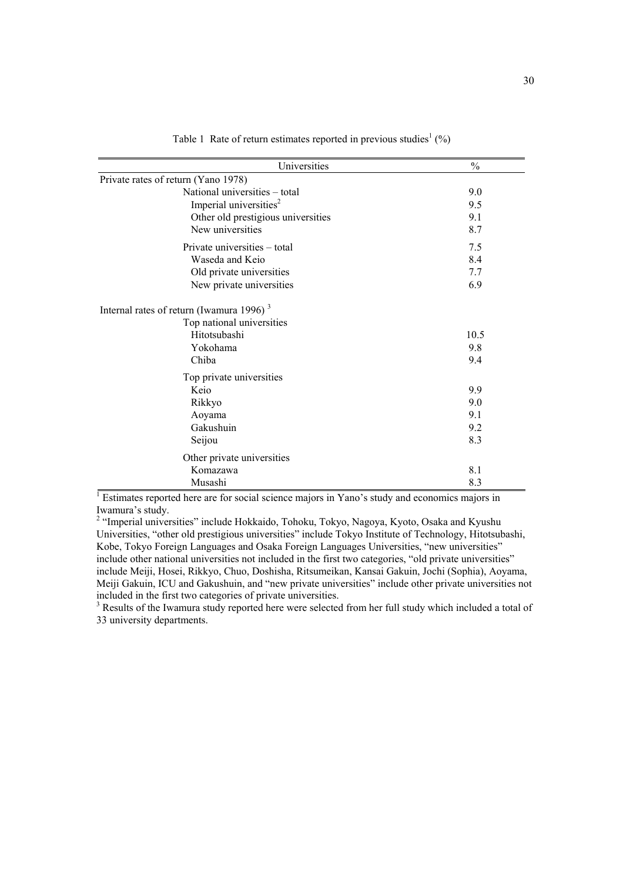Table 1 Rate of return estimates reported in previous studies[1] (%)

| Universities | % |
|---|---|
| Private rates of return (Yano 1978) | |
| National universities – total | 9.0 |
| Imperial universities[2] | 9.5 |
| Other old prestigious universities | 9.1 |
| New universities | 8.7 |
| Private universities – total | 7.5 |
| Waseda and Keio | 8.4 |
| Old private universities | 7.7 |
| New private universities | 6.9 |
| Internal rates of return (Iwamura 1996) [3] | |
| Top national universities | |
| Hitotsubashi | 10.5 |
| Yokohama | 9.8 |
| Chiba | 9.4 |
| Top private universities | |
| Keio | 9.9 |
| Rikkyo | 9.0 |
| Aoyama | 9.1 |
| Gakushuin | 9.2 |
| Seijou | 8.3 |
| Other private universities | |
| Komazawa | 8.1 |
| Musashi | 8.3 |

[1] Estimates reported here are for social science majors in Yano's study and economics majors in Iwamura's study.

[2] "Imperial universities" include Hokkaido, Tohoku, Tokyo, Nagoya, Kyoto, Osaka and Kyushu Universities, "other old prestigious universities" include Tokyo Institute of Technology, Hitotsubashi, Kobe, Tokyo Foreign Languages and Osaka Foreign Languages Universities, "new universities" include other national universities not included in the first two categories, "old private universities" include Meiji, Hosei, Rikkyo, Chuo, Doshisha, Ritsumeikan, Kansai Gakuin, Jochi (Sophia), Aoyama, Meiji Gakuin, ICU and Gakushuin, and "new private universities" include other private universities not included in the first two categories of private universities.

[3] Results of the Iwamura study reported here were selected from her full study which included a total of 33 university departments.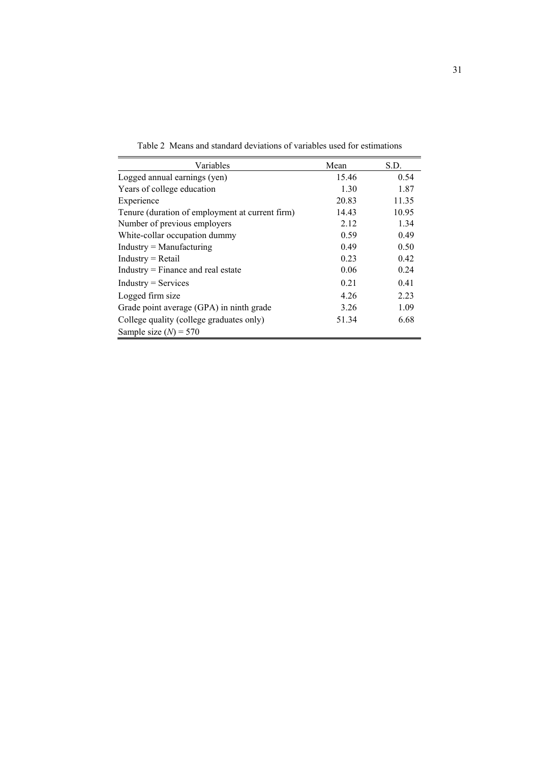Table 2 Means and standard deviations of variables used for estimations

| Variables | Mean | S.D. |
|---|---|---|
| Logged annual earnings (yen) | 15.46 | 0.54 |
| Years of college education | 1.30 | 1.87 |
| Experience | 20.83 | 11.35 |
| Tenure (duration of employment at current firm) | 14.43 | 10.95 |
| Number of previous employers | 2.12 | 1.34 |
| White-collar occupation dummy | 0.59 | 0.49 |
| Industry = Manufacturing | 0.49 | 0.50 |
| Industry = Retail | 0.23 | 0.42 |
| Industry = Finance and real estate | 0.06 | 0.24 |
| Industry = Services | 0.21 | 0.41 |
| Logged firm size | 4.26 | 2.23 |
| Grade point average (GPA) in ninth grade | 3.26 | 1.09 |
| College quality (college graduates only) | 51.34 | 6.68 |
| Sample size ($N$) = 570 | | |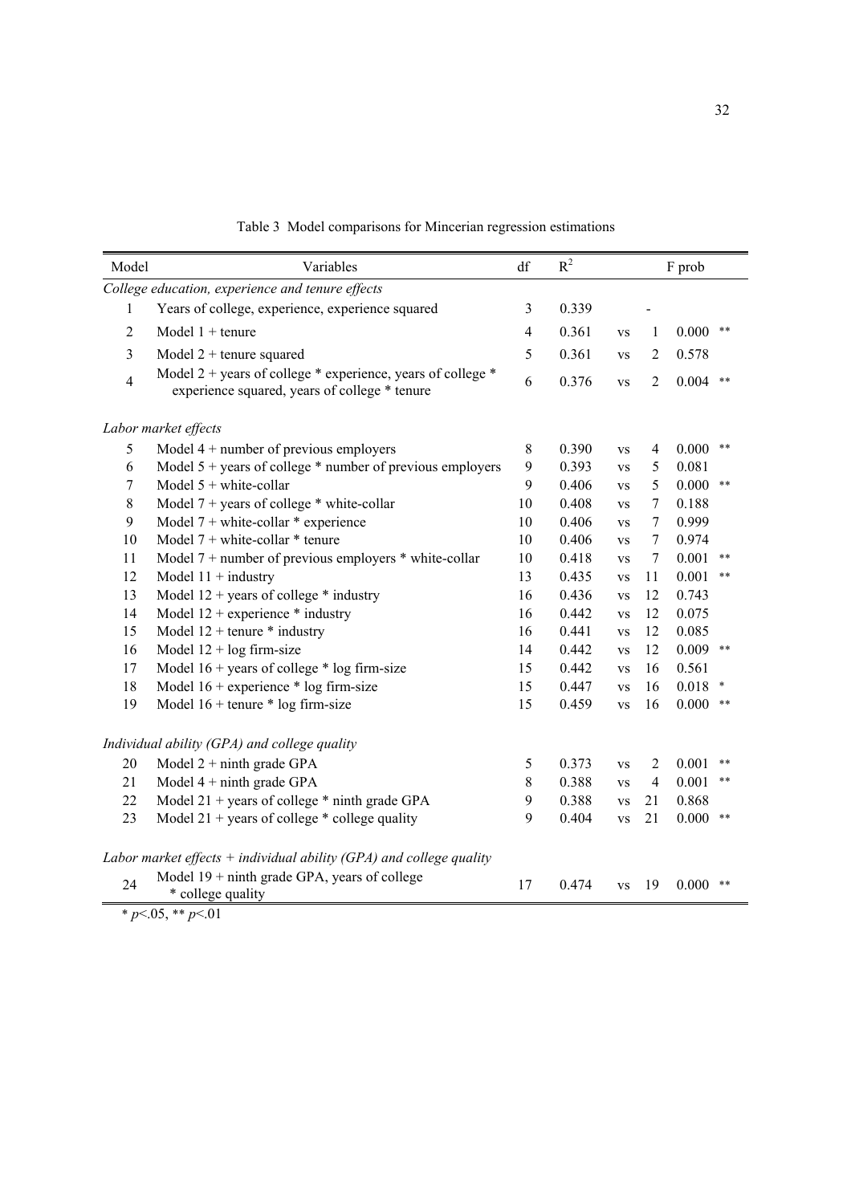Table 3 Model comparisons for Mincerian regression estimations

| Model | Variables | df | $R^2$ | | | F prob | |
|---|---|---|---|---|---|---|---|
| *College education, experience and tenure effects* | | | | | | | |
| 1 | Years of college, experience, experience squared | 3 | 0.339 | | - | | |
| 2 | Model 1 + tenure | 4 | 0.361 | vs | 1 | 0.000 | ** |
| 3 | Model 2 + tenure squared | 5 | 0.361 | vs | 2 | 0.578 | |
| 4 | Model 2 + years of college * experience, years of college * experience squared, years of college * tenure | 6 | 0.376 | vs | 2 | 0.004 | ** |
| *Labor market effects* | | | | | | | |
| 5 | Model 4 + number of previous employers | 8 | 0.390 | vs | 4 | 0.000 | ** |
| 6 | Model 5 + years of college * number of previous employers | 9 | 0.393 | vs | 5 | 0.081 | |
| 7 | Model 5 + white-collar | 9 | 0.406 | vs | 5 | 0.000 | ** |
| 8 | Model 7 + years of college * white-collar | 10 | 0.408 | vs | 7 | 0.188 | |
| 9 | Model 7 + white-collar * experience | 10 | 0.406 | vs | 7 | 0.999 | |
| 10 | Model 7 + white-collar * tenure | 10 | 0.406 | vs | 7 | 0.974 | |
| 11 | Model 7 + number of previous employers * white-collar | 10 | 0.418 | vs | 7 | 0.001 | ** |
| 12 | Model 11 + industry | 13 | 0.435 | vs | 11 | 0.001 | ** |
| 13 | Model 12 + years of college * industry | 16 | 0.436 | vs | 12 | 0.743 | |
| 14 | Model 12 + experience * industry | 16 | 0.442 | vs | 12 | 0.075 | |
| 15 | Model 12 + tenure * industry | 16 | 0.441 | vs | 12 | 0.085 | |
| 16 | Model 12 + log firm-size | 14 | 0.442 | vs | 12 | 0.009 | ** |
| 17 | Model 16 + years of college * log firm-size | 15 | 0.442 | vs | 16 | 0.561 | |
| 18 | Model 16 + experience * log firm-size | 15 | 0.447 | vs | 16 | 0.018 | * |
| 19 | Model 16 + tenure * log firm-size | 15 | 0.459 | vs | 16 | 0.000 | ** |
| *Individual ability (GPA) and college quality* | | | | | | | |
| 20 | Model 2 + ninth grade GPA | 5 | 0.373 | vs | 2 | 0.001 | ** |
| 21 | Model 4 + ninth grade GPA | 8 | 0.388 | vs | 4 | 0.001 | ** |
| 22 | Model 21 + years of college * ninth grade GPA | 9 | 0.388 | vs | 21 | 0.868 | |
| 23 | Model 21 + years of college * college quality | 9 | 0.404 | vs | 21 | 0.000 | ** |
| *Labor market effects + individual ability (GPA) and college quality* | | | | | | | |
| 24 | Model 19 + ninth grade GPA, years of college * college quality | 17 | 0.474 | vs | 19 | 0.000 | ** |

* $p<.05$, ** $p<.01$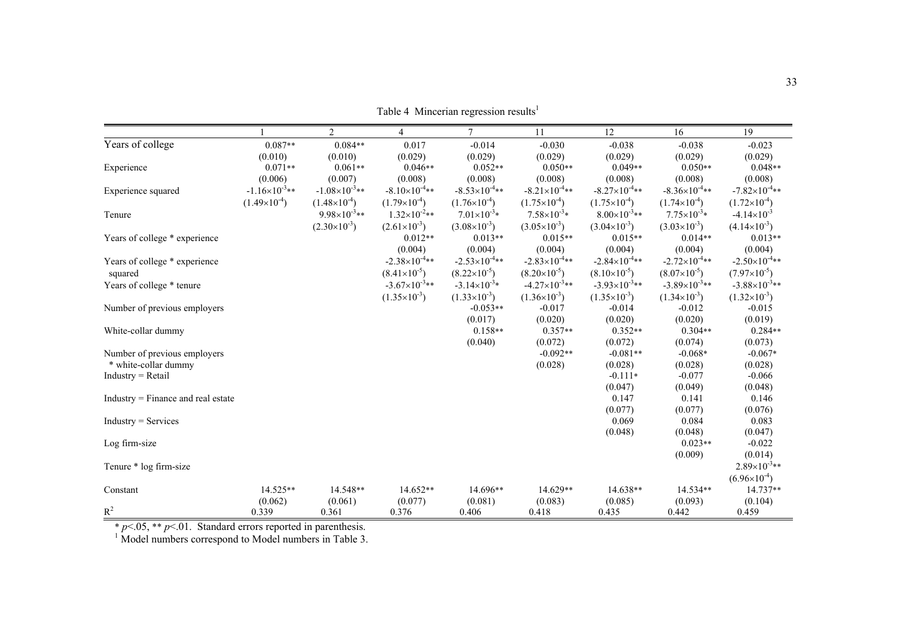Table 4 Mincerian regression results[1]

| | 1 | 2 | 4 | 7 | 11 | 12 | 16 | 19 |
|---|---|---|---|---|---|---|---|---|
| Years of college | 0.087** | 0.084** | 0.017 | -0.014 | -0.030 | -0.038 | -0.038 | -0.023 |
| | (0.010) | (0.010) | (0.029) | (0.029) | (0.029) | (0.029) | (0.029) | (0.029) |
| Experience | 0.071** | 0.061** | 0.046** | 0.052** | 0.050** | 0.049** | 0.050** | 0.048** |
| | (0.006) | (0.007) | (0.008) | (0.008) | (0.008) | (0.008) | (0.008) | (0.008) |
| Experience squared | $-1.16\times10^{-3}$** | $-1.08\times10^{-3}$** | $-8.10\times10^{-4}$** | $-8.53\times10^{-4}$** | $-8.21\times10^{-4}$** | $-8.27\times10^{-4}$** | $-8.36\times10^{-4}$** | $-7.82\times10^{-4}$** |
| | $(1.49\times10^{-4})$ | $(1.48\times10^{-4})$ | $(1.79\times10^{-4})$ | $(1.76\times10^{-4})$ | $(1.75\times10^{-4})$ | $(1.75\times10^{-4})$ | $(1.74\times10^{-4})$ | $(1.72\times10^{-4})$ |
| Tenure | | $9.98\times10^{-3}$** | $1.32\times10^{-2}$** | $7.01\times10^{-3}$* | $7.58\times10^{-3}$* | $8.00\times10^{-3}$** | $7.75\times10^{-3}$* | $-4.14\times10^{-3}$ |
| | | $(2.30\times10^{-3})$ | $(2.61\times10^{-3})$ | $(3.08\times10^{-3})$ | $(3.05\times10^{-3})$ | $(3.04\times10^{-3})$ | $(3.03\times10^{-3})$ | $(4.14\times10^{-3})$ |
| Years of college * experience | | | 0.012** | 0.013** | 0.015** | 0.015** | 0.014** | 0.013** |
| | | | (0.004) | (0.004) | (0.004) | (0.004) | (0.004) | (0.004) |
| Years of college * experience squared | | | $-2.38\times10^{-4}$** | $-2.53\times10^{-4}$** | $-2.83\times10^{-4}$** | $-2.84\times10^{-4}$** | $-2.72\times10^{-4}$** | $-2.50\times10^{-4}$** |
| | | | $(8.41\times10^{-5})$ | $(8.22\times10^{-5})$ | $(8.20\times10^{-5})$ | $(8.10\times10^{-5})$ | $(8.07\times10^{-5})$ | $(7.97\times10^{-5})$ |
| Years of college * tenure | | | $-3.67\times10^{-3}$** | $-3.14\times10^{-3}$* | $-4.27\times10^{-3}$** | $-3.93\times10^{-3}$** | $-3.89\times10^{-3}$** | $-3.88\times10^{-3}$** |
| | | | $(1.35\times10^{-3})$ | $(1.33\times10^{-3})$ | $(1.36\times10^{-3})$ | $(1.35\times10^{-3})$ | $(1.34\times10^{-3})$ | $(1.32\times10^{-3})$ |
| Number of previous employers | | | | -0.053** | -0.017 | -0.014 | -0.012 | -0.015 |
| | | | | (0.017) | (0.020) | (0.020) | (0.020) | (0.019) |
| White-collar dummy | | | | 0.158** | 0.357** | 0.352** | 0.304** | 0.284** |
| | | | | (0.040) | (0.072) | (0.072) | (0.074) | (0.073) |
| Number of previous employers * white-collar dummy | | | | | -0.092** | -0.081** | -0.068* | -0.067* |
| | | | | | (0.028) | (0.028) | (0.028) | (0.028) |
| Industry = Retail | | | | | | -0.111* | -0.077 | -0.066 |
| | | | | | | (0.047) | (0.049) | (0.048) |
| Industry = Finance and real estate | | | | | | 0.147 | 0.141 | 0.146 |
| | | | | | | (0.077) | (0.077) | (0.076) |
| Industry = Services | | | | | | 0.069 | 0.084 | 0.083 |
| | | | | | | (0.048) | (0.048) | (0.047) |
| Log firm-size | | | | | | | 0.023** | -0.022 |
| | | | | | | | (0.009) | (0.014) |
| Tenure * log firm-size | | | | | | | | $2.89\times10^{-3}$** |
| | | | | | | | | $(6.96\times10^{-4})$ |
| Constant | 14.525** | 14.548** | 14.652** | 14.696** | 14.629** | 14.638** | 14.534** | 14.737** |
| | (0.062) | (0.061) | (0.077) | (0.081) | (0.083) | (0.085) | (0.093) | (0.104) |
| $R^2$ | 0.339 | 0.361 | 0.376 | 0.406 | 0.418 | 0.435 | 0.442 | 0.459 |

* $p<.05$, ** $p<.01$. Standard errors reported in parenthesis.

[1] Model numbers correspond to Model numbers in Table 3.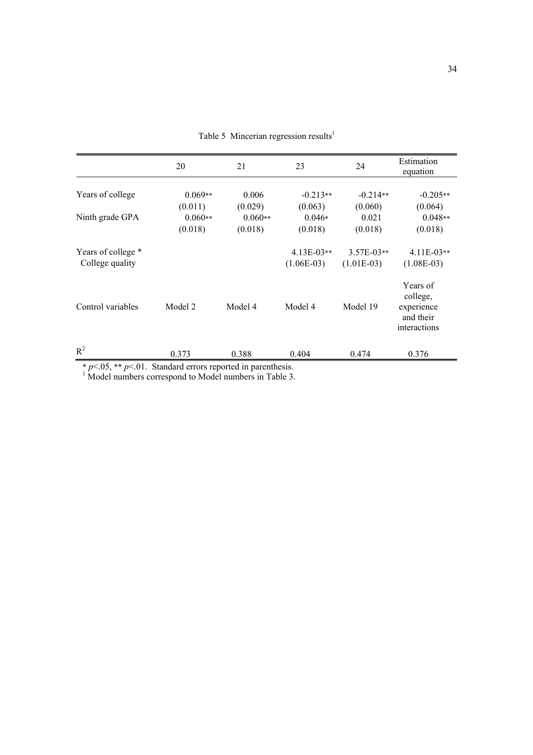Table 5 Mincerian regression results[1]

| | 20 | 21 | 23 | 24 | Estimation equation |
|---|---|---|---|---|---|
| Years of college | 0.069** | 0.006 | -0.213** | -0.214** | -0.205** |
| | (0.011) | (0.029) | (0.063) | (0.060) | (0.064) |
| Ninth grade GPA | 0.060** | 0.060** | 0.046* | 0.021 | 0.048** |
| | (0.018) | (0.018) | (0.018) | (0.018) | (0.018) |
| Years of college * College quality | | | 4.13E-03** | 3.57E-03** | 4.11E-03** |
| | | | (1.06E-03) | (1.01E-03) | (1.08E-03) |
| Control variables | Model 2 | Model 4 | Model 4 | Model 19 | Years of college, experience and their interactions |
| $R^2$ | 0.373 | 0.388 | 0.404 | 0.474 | 0.376 |

* $p$<.05, ** $p$<.01. Standard errors reported in parenthesis.
[1] Model numbers correspond to Model numbers in Table 3.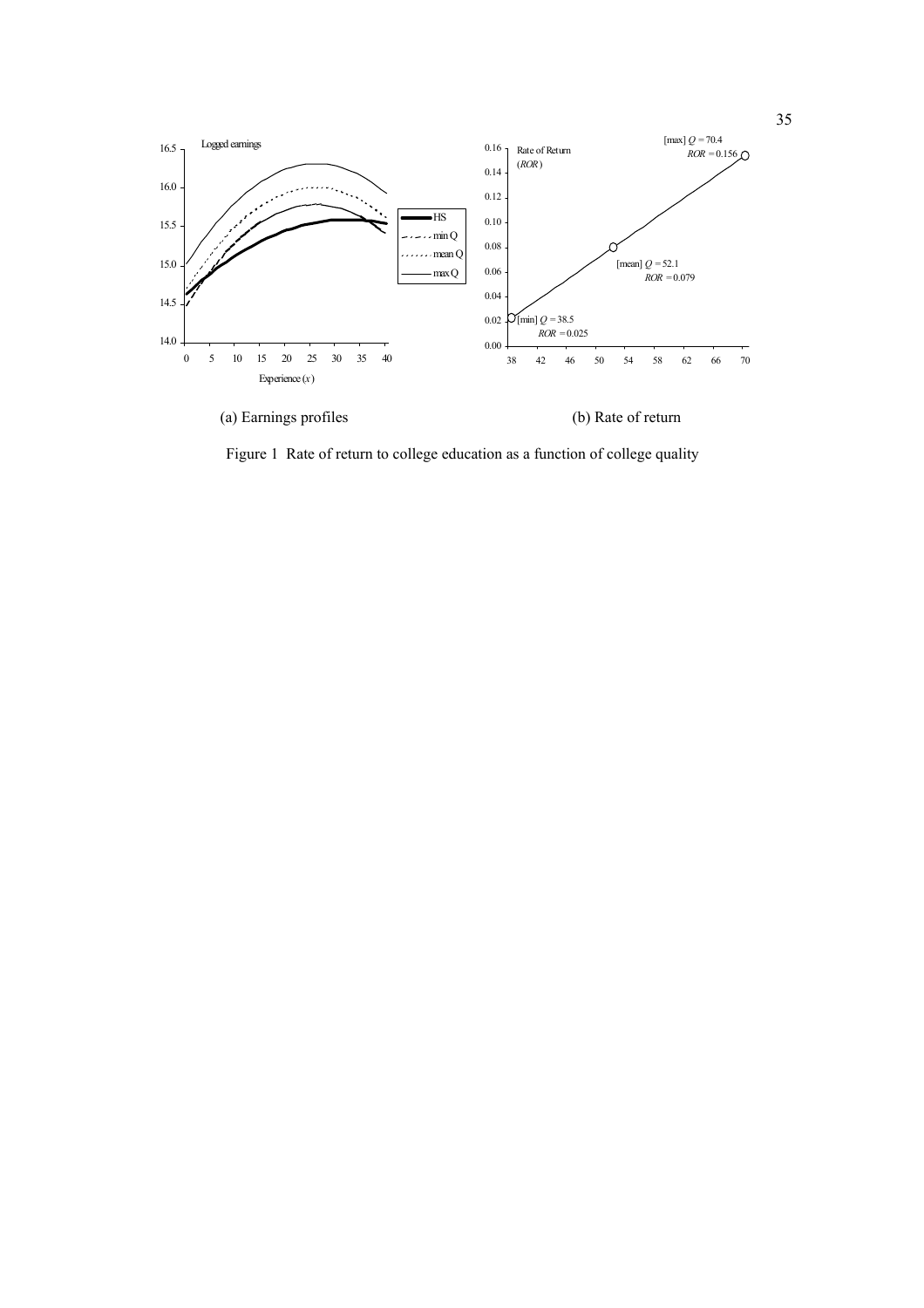Logged earnings

16.5
16.0
15.5
15.0
14.5
14.0

0 5 10 15 20 25 30 35 40

Experience ($x$)

HS
min Q
mean Q
max Q

Rate of Return ($ROR$)

0.16
0.14
0.12
0.10
0.08
0.06
0.04
0.02
0.00

38 42 46 50 54 58 62 66 70

[max] $Q = 70.4$
$ROR = 0.156$

[mean] $Q = 52.1$
$ROR = 0.079$

[min] $Q = 38.5$
$ROR = 0.025$

(a) Earnings profiles

(b) Rate of return

Figure 1 Rate of return to college education as a function of college quality